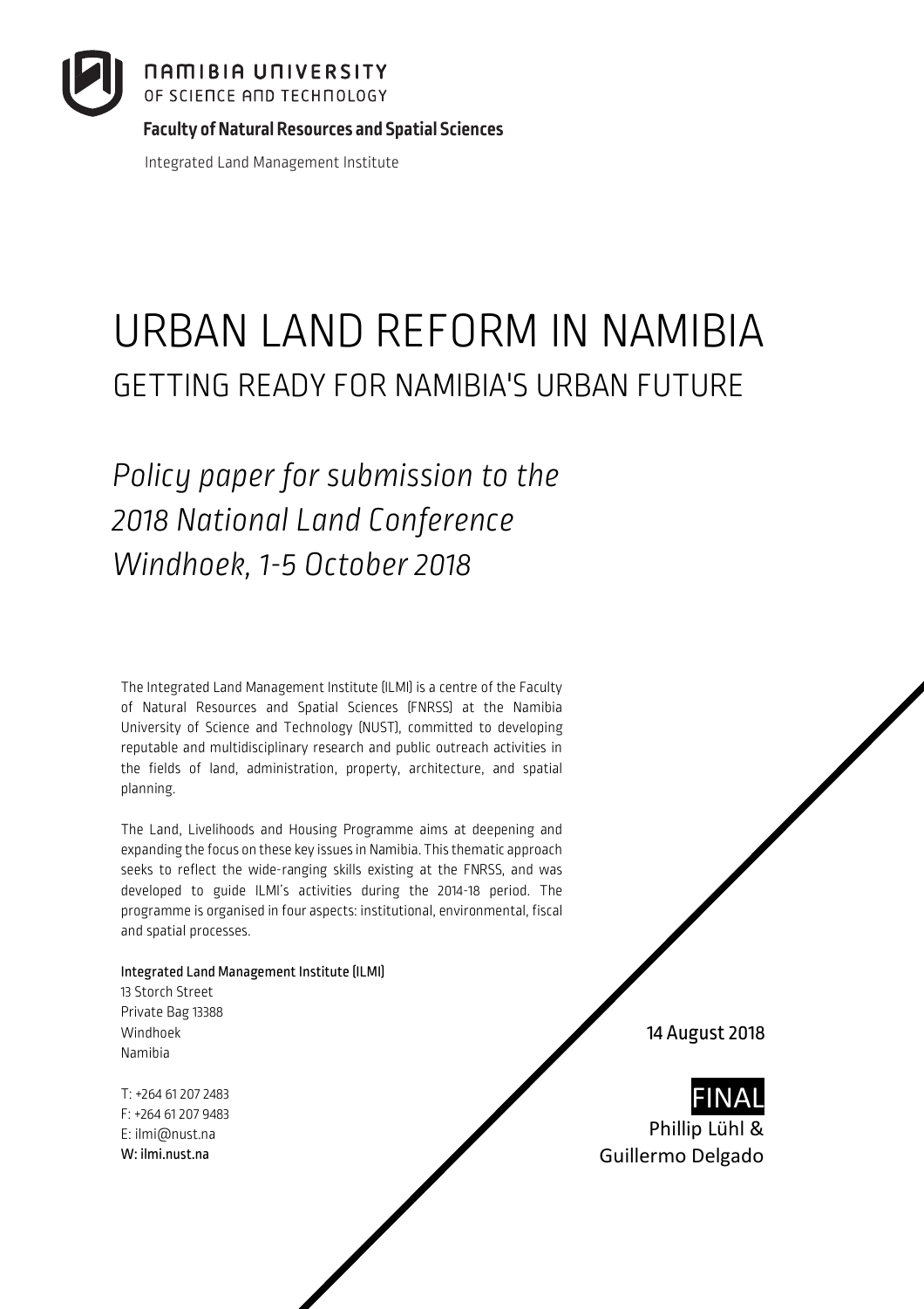NAMIBIA UNIVERSITY
OF SCIENCE AND TECHNOLOGY

**Faculty of Natural Resources and Spatial Sciences**

Integrated Land Management Institute

# URBAN LAND REFORM IN NAMIBIA

## GETTING READY FOR NAMIBIA'S URBAN FUTURE

*Policy paper for submission to the 2018 National Land Conference Windhoek, 1-5 October 2018*

The Integrated Land Management Institute (ILMI) is a centre of the Faculty of Natural Resources and Spatial Sciences (FNRSS) at the Namibia University of Science and Technology (NUST), committed to developing reputable and multidisciplinary research and public outreach activities in the fields of land, administration, property, architecture, and spatial planning.

The Land, Livelihoods and Housing Programme aims at deepening and expanding the focus on these key issues in Namibia. This thematic approach seeks to reflect the wide-ranging skills existing at the FNRSS, and was developed to guide ILMI's activities during the 2014-18 period. The programme is organised in four aspects: institutional, environmental, fiscal and spatial processes.

**Integrated Land Management Institute (ILMI)**
13 Storch Street
Private Bag 13388
Windhoek
Namibia

T: +264 61 207 2483
F: +264 61 207 9483
E: ilmi@nust.na
W: ilmi.nust.na

14 August 2018

FINAL

Phillip Lühl &
Guillermo Delgado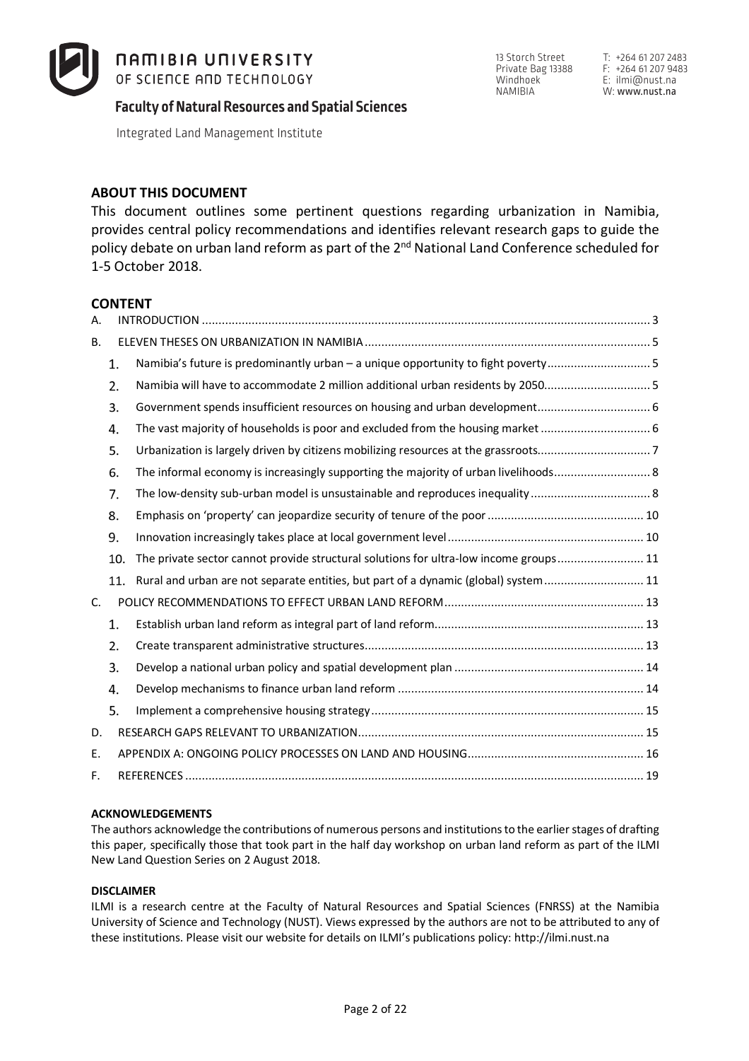NAMIBIA UNIVERSITY OF SCIENCE AND TECHNOLOGY

**Faculty of Natural Resources and Spatial Sciences**

Integrated Land Management Institute

13 Storch Street
Private Bag 13388
Windhoek
NAMIBIA

T: +264 61 207 2483
F: +264 61 207 9483
E: ilmi@nust.na
W: www.nust.na

## ABOUT THIS DOCUMENT

This document outlines some pertinent questions regarding urbanization in Namibia, provides central policy recommendations and identifies relevant research gaps to guide the policy debate on urban land reform as part of the 2nd National Land Conference scheduled for 1-5 October 2018.

## CONTENT

A. INTRODUCTION ..... 3

B. ELEVEN THESES ON URBANIZATION IN NAMIBIA ..... 5

1. Namibia's future is predominantly urban – a unique opportunity to fight poverty ..... 5
2. Namibia will have to accommodate 2 million additional urban residents by 2050 ..... 5
3. Government spends insufficient resources on housing and urban development ..... 6
4. The vast majority of households is poor and excluded from the housing market ..... 6
5. Urbanization is largely driven by citizens mobilizing resources at the grassroots ..... 7
6. The informal economy is increasingly supporting the majority of urban livelihoods ..... 8
7. The low-density sub-urban model is unsustainable and reproduces inequality ..... 8
8. Emphasis on 'property' can jeopardize security of tenure of the poor ..... 10
9. Innovation increasingly takes place at local government level ..... 10
10. The private sector cannot provide structural solutions for ultra-low income groups ..... 11
11. Rural and urban are not separate entities, but part of a dynamic (global) system ..... 11

C. POLICY RECOMMENDATIONS TO EFFECT URBAN LAND REFORM ..... 13

1. Establish urban land reform as integral part of land reform ..... 13
2. Create transparent administrative structures ..... 13
3. Develop a national urban policy and spatial development plan ..... 14
4. Develop mechanisms to finance urban land reform ..... 14
5. Implement a comprehensive housing strategy ..... 15

D. RESEARCH GAPS RELEVANT TO URBANIZATION ..... 15

E. APPENDIX A: ONGOING POLICY PROCESSES ON LAND AND HOUSING ..... 16

F. REFERENCES ..... 19

#### ACKNOWLEDGEMENTS

The authors acknowledge the contributions of numerous persons and institutions to the earlier stages of drafting this paper, specifically those that took part in the half day workshop on urban land reform as part of the ILMI New Land Question Series on 2 August 2018.

#### DISCLAIMER

ILMI is a research centre at the Faculty of Natural Resources and Spatial Sciences (FNRSS) at the Namibia University of Science and Technology (NUST). Views expressed by the authors are not to be attributed to any of these institutions. Please visit our website for details on ILMI's publications policy: http://ilmi.nust.na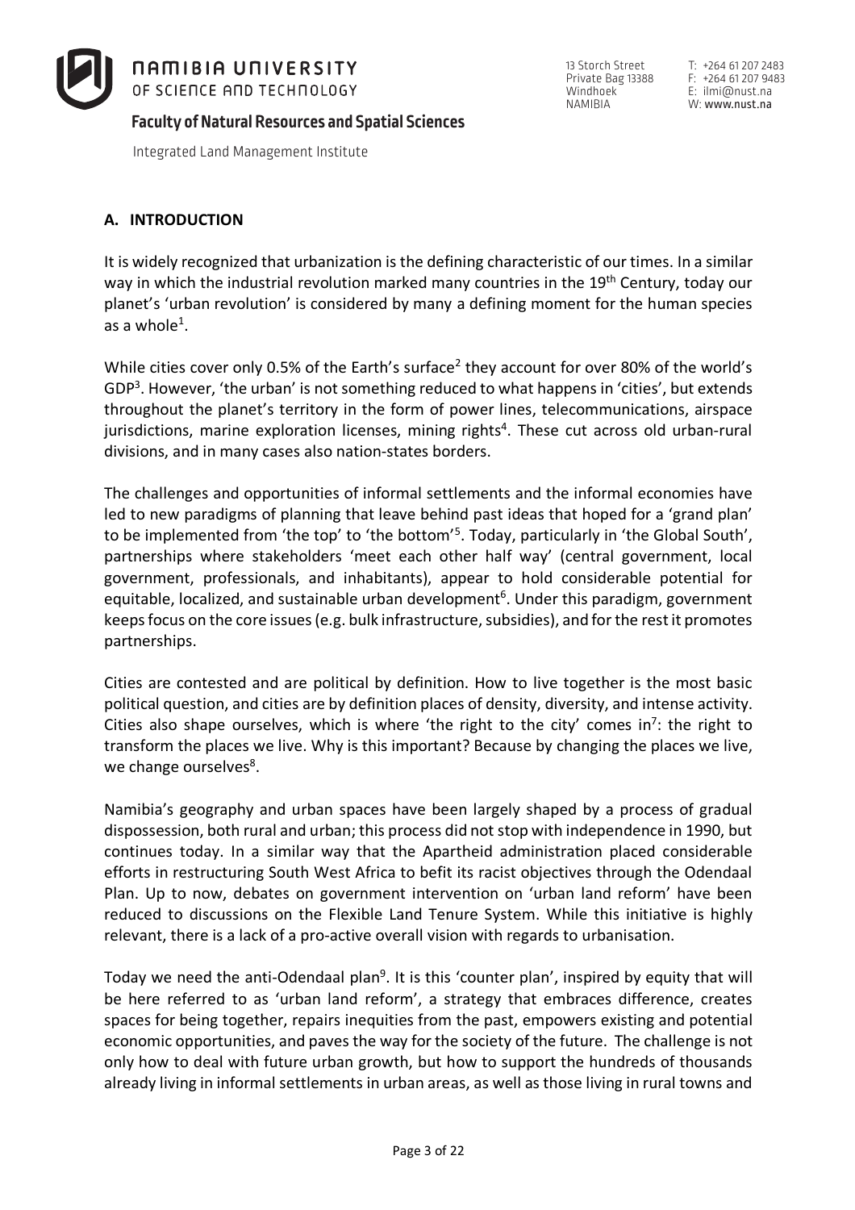## A. INTRODUCTION

It is widely recognized that urbanization is the defining characteristic of our times. In a similar way in which the industrial revolution marked many countries in the 19th Century, today our planet's 'urban revolution' is considered by many a defining moment for the human species as a whole[1].

While cities cover only 0.5% of the Earth's surface[2] they account for over 80% of the world's GDP[3]. However, 'the urban' is not something reduced to what happens in 'cities', but extends throughout the planet's territory in the form of power lines, telecommunications, airspace jurisdictions, marine exploration licenses, mining rights[4]. These cut across old urban-rural divisions, and in many cases also nation-states borders.

The challenges and opportunities of informal settlements and the informal economies have led to new paradigms of planning that leave behind past ideas that hoped for a 'grand plan' to be implemented from 'the top' to 'the bottom'[5]. Today, particularly in 'the Global South', partnerships where stakeholders 'meet each other half way' (central government, local government, professionals, and inhabitants), appear to hold considerable potential for equitable, localized, and sustainable urban development[6]. Under this paradigm, government keeps focus on the core issues (e.g. bulk infrastructure, subsidies), and for the rest it promotes partnerships.

Cities are contested and are political by definition. How to live together is the most basic political question, and cities are by definition places of density, diversity, and intense activity. Cities also shape ourselves, which is where 'the right to the city' comes in[7]: the right to transform the places we live. Why is this important? Because by changing the places we live, we change ourselves[8].

Namibia's geography and urban spaces have been largely shaped by a process of gradual dispossession, both rural and urban; this process did not stop with independence in 1990, but continues today. In a similar way that the Apartheid administration placed considerable efforts in restructuring South West Africa to befit its racist objectives through the Odendaal Plan. Up to now, debates on government intervention on 'urban land reform' have been reduced to discussions on the Flexible Land Tenure System. While this initiative is highly relevant, there is a lack of a pro-active overall vision with regards to urbanisation.

Today we need the anti-Odendaal plan[9]. It is this 'counter plan', inspired by equity that will be here referred to as 'urban land reform', a strategy that embraces difference, creates spaces for being together, repairs inequities from the past, empowers existing and potential economic opportunities, and paves the way for the society of the future. The challenge is not only how to deal with future urban growth, but how to support the hundreds of thousands already living in informal settlements in urban areas, as well as those living in rural towns and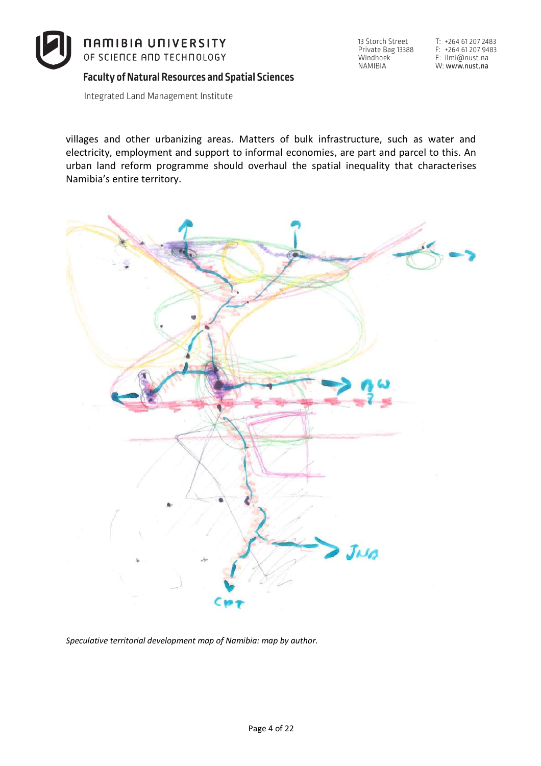villages and other urbanizing areas. Matters of bulk infrastructure, such as water and electricity, employment and support to informal economies, are part and parcel to this. An urban land reform programme should overhaul the spatial inequality that characterises Namibia's entire territory.

*Speculative territorial development map of Namibia: map by author.*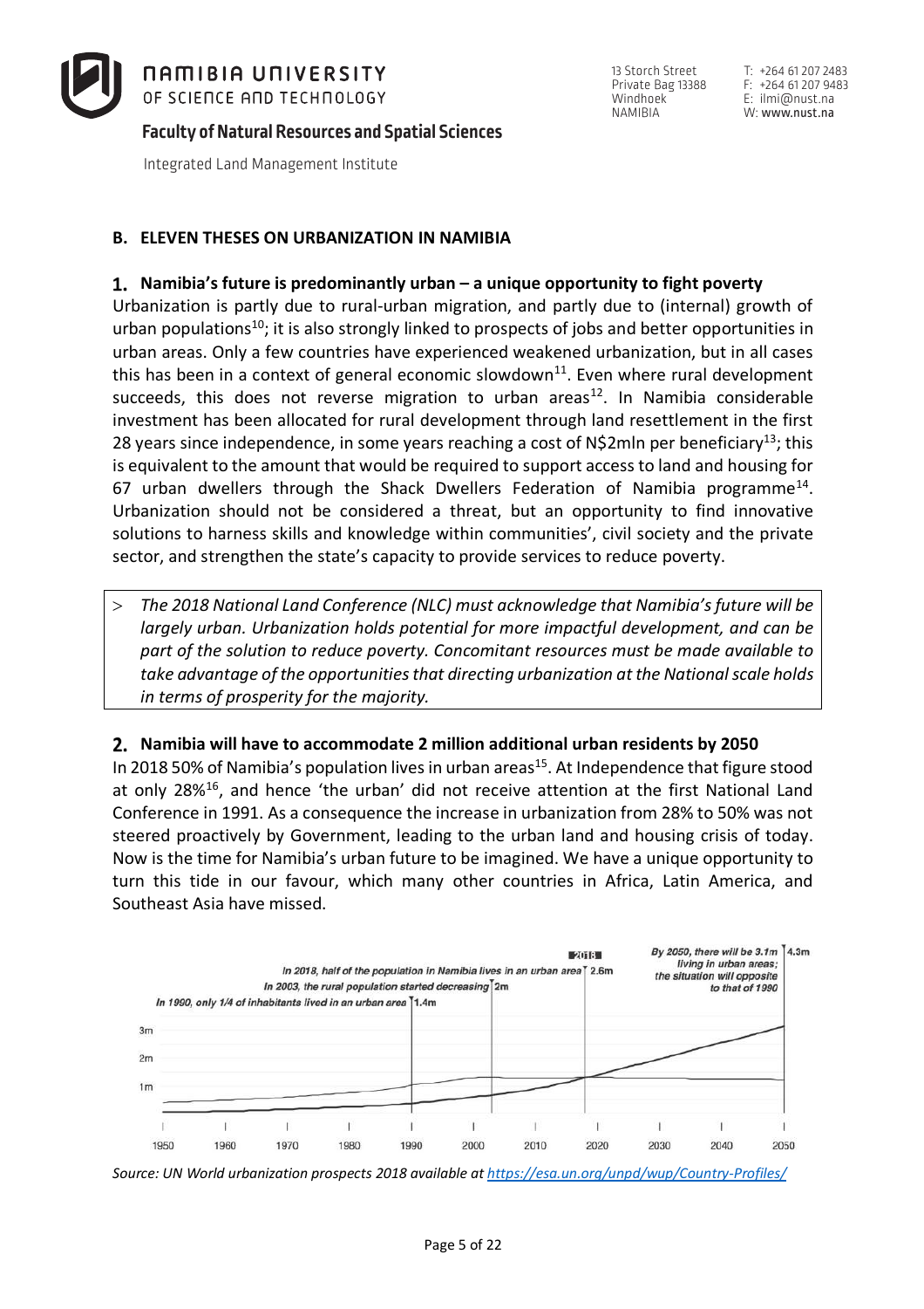## B. ELEVEN THESES ON URBANIZATION IN NAMIBIA

### 1. Namibia's future is predominantly urban – a unique opportunity to fight poverty

Urbanization is partly due to rural-urban migration, and partly due to (internal) growth of urban populations[10]; it is also strongly linked to prospects of jobs and better opportunities in urban areas. Only a few countries have experienced weakened urbanization, but in all cases this has been in a context of general economic slowdown[11]. Even where rural development succeeds, this does not reverse migration to urban areas[12]. In Namibia considerable investment has been allocated for rural development through land resettlement in the first 28 years since independence, in some years reaching a cost of N$2mln per beneficiary[13]; this is equivalent to the amount that would be required to support access to land and housing for 67 urban dwellers through the Shack Dwellers Federation of Namibia programme[14]. Urbanization should not be considered a threat, but an opportunity to find innovative solutions to harness skills and knowledge within communities', civil society and the private sector, and strengthen the state's capacity to provide services to reduce poverty.

> *The 2018 National Land Conference (NLC) must acknowledge that Namibia's future will be largely urban. Urbanization holds potential for more impactful development, and can be part of the solution to reduce poverty. Concomitant resources must be made available to take advantage of the opportunities that directing urbanization at the National scale holds in terms of prosperity for the majority.*

### 2. Namibia will have to accommodate 2 million additional urban residents by 2050

In 2018 50% of Namibia's population lives in urban areas[15]. At Independence that figure stood at only 28%[16], and hence 'the urban' did not receive attention at the first National Land Conference in 1991. As a consequence the increase in urbanization from 28% to 50% was not steered proactively by Government, leading to the urban land and housing crisis of today. Now is the time for Namibia's urban future to be imagined. We have a unique opportunity to turn this tide in our favour, which many other countries in Africa, Latin America, and Southeast Asia have missed.

In 1990, only 1/4 of inhabitants lived in an urban area (1.4m)
In 2003, the rural population started decreasing (2m)
In 2018, half of the population in Namibia lives in an urban area (2.6m)
By 2050, there will be 3.1m living in urban areas; the situation will opposite to that of 1990 (4.3m)

*Source: UN World urbanization prospects 2018 available at https://esa.un.org/unpd/wup/Country-Profiles/*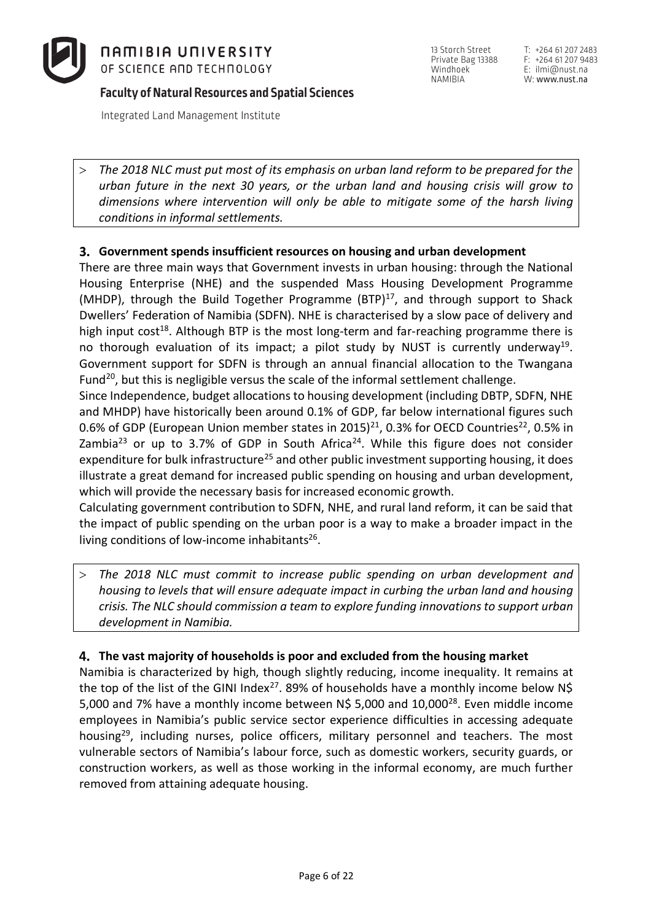> *The 2018 NLC must put most of its emphasis on urban land reform to be prepared for the urban future in the next 30 years, or the urban land and housing crisis will grow to dimensions where intervention will only be able to mitigate some of the harsh living conditions in informal settlements.*

## 3. Government spends insufficient resources on housing and urban development

There are three main ways that Government invests in urban housing: through the National Housing Enterprise (NHE) and the suspended Mass Housing Development Programme (MHDP), through the Build Together Programme (BTP)[17], and through support to Shack Dwellers' Federation of Namibia (SDFN). NHE is characterised by a slow pace of delivery and high input cost[18]. Although BTP is the most long-term and far-reaching programme there is no thorough evaluation of its impact; a pilot study by NUST is currently underway[19]. Government support for SDFN is through an annual financial allocation to the Twangana Fund[20], but this is negligible versus the scale of the informal settlement challenge.

Since Independence, budget allocations to housing development (including DBTP, SDFN, NHE and MHDP) have historically been around 0.1% of GDP, far below international figures such 0.6% of GDP (European Union member states in 2015)[21], 0.3% for OECD Countries[22], 0.5% in Zambia[23] or up to 3.7% of GDP in South Africa[24]. While this figure does not consider expenditure for bulk infrastructure[25] and other public investment supporting housing, it does illustrate a great demand for increased public spending on housing and urban development, which will provide the necessary basis for increased economic growth.

Calculating government contribution to SDFN, NHE, and rural land reform, it can be said that the impact of public spending on the urban poor is a way to make a broader impact in the living conditions of low-income inhabitants[26].

> *The 2018 NLC must commit to increase public spending on urban development and housing to levels that will ensure adequate impact in curbing the urban land and housing crisis. The NLC should commission a team to explore funding innovations to support urban development in Namibia.*

## 4. The vast majority of households is poor and excluded from the housing market

Namibia is characterized by high, though slightly reducing, income inequality. It remains at the top of the list of the GINI Index[27]. 89% of households have a monthly income below N$ 5,000 and 7% have a monthly income between N$ 5,000 and 10,000[28]. Even middle income employees in Namibia's public service sector experience difficulties in accessing adequate housing[29], including nurses, police officers, military personnel and teachers. The most vulnerable sectors of Namibia's labour force, such as domestic workers, security guards, or construction workers, as well as those working in the informal economy, are much further removed from attaining adequate housing.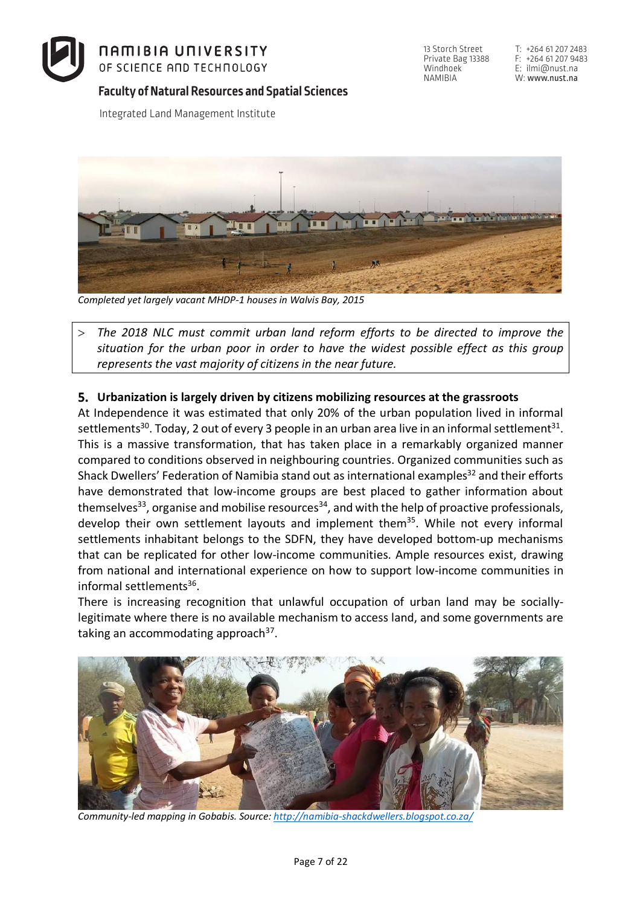*Completed yet largely vacant MHDP-1 houses in Walvis Bay, 2015*

> *The 2018 NLC must commit urban land reform efforts to be directed to improve the situation for the urban poor in order to have the widest possible effect as this group represents the vast majority of citizens in the near future.*

## 5. Urbanization is largely driven by citizens mobilizing resources at the grassroots

At Independence it was estimated that only 20% of the urban population lived in informal settlements[30]. Today, 2 out of every 3 people in an urban area live in an informal settlement[31]. This is a massive transformation, that has taken place in a remarkably organized manner compared to conditions observed in neighbouring countries. Organized communities such as Shack Dwellers' Federation of Namibia stand out as international examples[32] and their efforts have demonstrated that low-income groups are best placed to gather information about themselves[33], organise and mobilise resources[34], and with the help of proactive professionals, develop their own settlement layouts and implement them[35]. While not every informal settlements inhabitant belongs to the SDFN, they have developed bottom-up mechanisms that can be replicated for other low-income communities. Ample resources exist, drawing from national and international experience on how to support low-income communities in informal settlements[36].

There is increasing recognition that unlawful occupation of urban land may be socially-legitimate where there is no available mechanism to access land, and some governments are taking an accommodating approach[37].

*Community-led mapping in Gobabis. Source: [http://namibia-shackdwellers.blogspot.co.za/](http://namibia-shackdwellers.blogspot.co.za/)*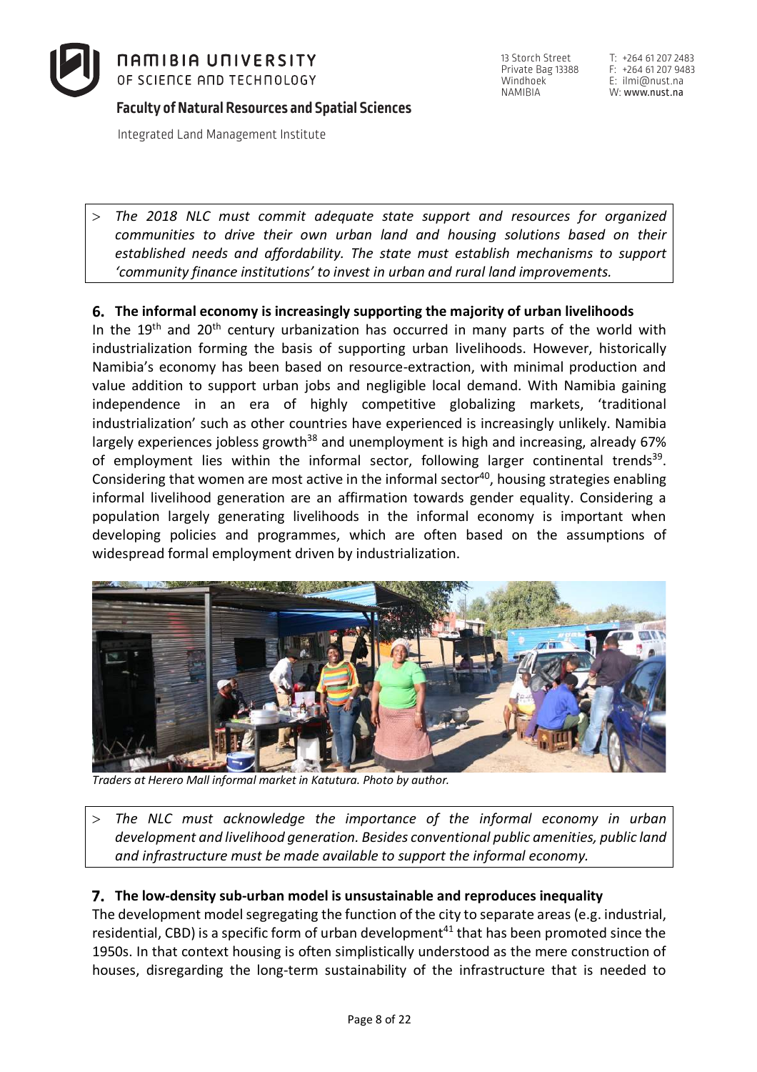> *The 2018 NLC must commit adequate state support and resources for organized communities to drive their own urban land and housing solutions based on their established needs and affordability. The state must establish mechanisms to support 'community finance institutions' to invest in urban and rural land improvements.*

## 6. The informal economy is increasingly supporting the majority of urban livelihoods

In the 19th and 20th century urbanization has occurred in many parts of the world with industrialization forming the basis of supporting urban livelihoods. However, historically Namibia's economy has been based on resource-extraction, with minimal production and value addition to support urban jobs and negligible local demand. With Namibia gaining independence in an era of highly competitive globalizing markets, 'traditional industrialization' such as other countries have experienced is increasingly unlikely. Namibia largely experiences jobless growth[38] and unemployment is high and increasing, already 67% of employment lies within the informal sector, following larger continental trends[39]. Considering that women are most active in the informal sector[40], housing strategies enabling informal livelihood generation are an affirmation towards gender equality. Considering a population largely generating livelihoods in the informal economy is important when developing policies and programmes, which are often based on the assumptions of widespread formal employment driven by industrialization.

*Traders at Herero Mall informal market in Katutura. Photo by author.*

> *The NLC must acknowledge the importance of the informal economy in urban development and livelihood generation. Besides conventional public amenities, public land and infrastructure must be made available to support the informal economy.*

## 7. The low-density sub-urban model is unsustainable and reproduces inequality

The development model segregating the function of the city to separate areas (e.g. industrial, residential, CBD) is a specific form of urban development[41] that has been promoted since the 1950s. In that context housing is often simplistically understood as the mere construction of houses, disregarding the long-term sustainability of the infrastructure that is needed to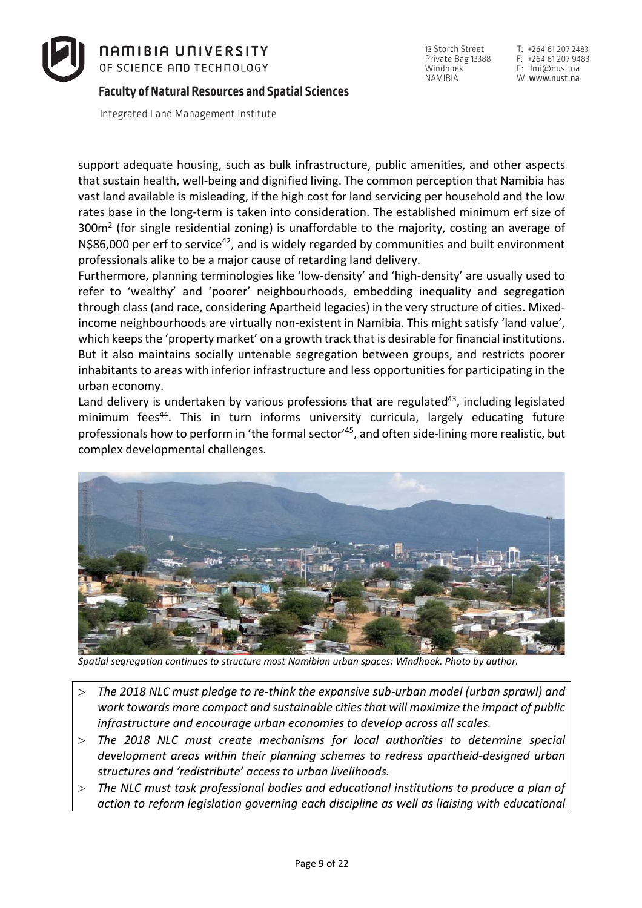support adequate housing, such as bulk infrastructure, public amenities, and other aspects that sustain health, well-being and dignified living. The common perception that Namibia has vast land available is misleading, if the high cost for land servicing per household and the low rates base in the long-term is taken into consideration. The established minimum erf size of 300m$^2$ (for single residential zoning) is unaffordable to the majority, costing an average of N$86,000 per erf to service[42], and is widely regarded by communities and built environment professionals alike to be a major cause of retarding land delivery.

Furthermore, planning terminologies like 'low-density' and 'high-density' are usually used to refer to 'wealthy' and 'poorer' neighbourhoods, embedding inequality and segregation through class (and race, considering Apartheid legacies) in the very structure of cities. Mixed-income neighbourhoods are virtually non-existent in Namibia. This might satisfy 'land value', which keeps the 'property market' on a growth track that is desirable for financial institutions. But it also maintains socially untenable segregation between groups, and restricts poorer inhabitants to areas with inferior infrastructure and less opportunities for participating in the urban economy.

Land delivery is undertaken by various professions that are regulated[43], including legislated minimum fees[44]. This in turn informs university curricula, largely educating future professionals how to perform in 'the formal sector'[45], and often side-lining more realistic, but complex developmental challenges.

*Spatial segregation continues to structure most Namibian urban spaces: Windhoek. Photo by author.*

> *The 2018 NLC must pledge to re-think the expansive sub-urban model (urban sprawl) and work towards more compact and sustainable cities that will maximize the impact of public infrastructure and encourage urban economies to develop across all scales.*
> *The 2018 NLC must create mechanisms for local authorities to determine special development areas within their planning schemes to redress apartheid-designed urban structures and 'redistribute' access to urban livelihoods.*
> *The NLC must task professional bodies and educational institutions to produce a plan of action to reform legislation governing each discipline as well as liaising with educational*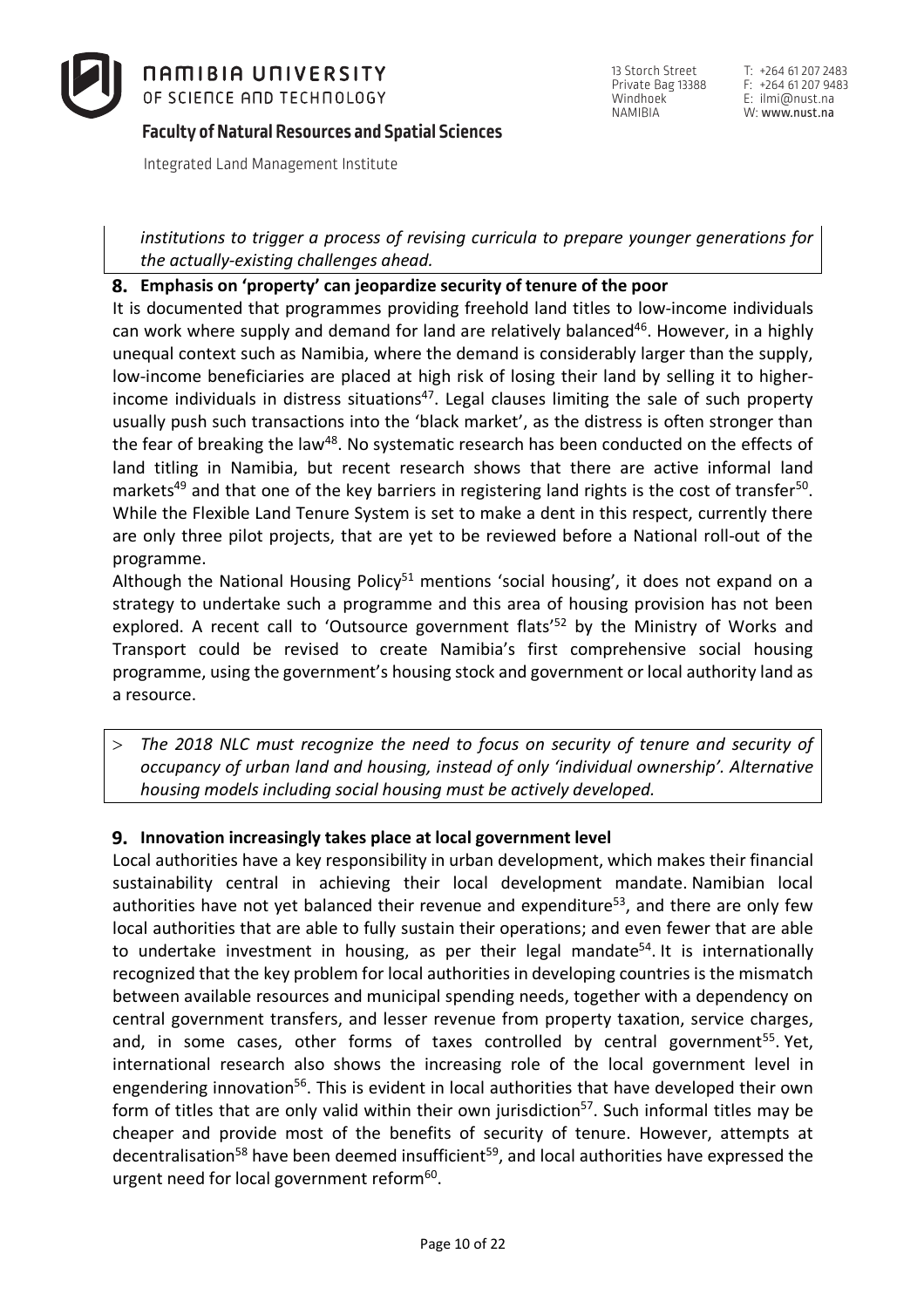*institutions to trigger a process of revising curricula to prepare younger generations for the actually-existing challenges ahead.*

## 8. Emphasis on 'property' can jeopardize security of tenure of the poor

It is documented that programmes providing freehold land titles to low-income individuals can work where supply and demand for land are relatively balanced[46]. However, in a highly unequal context such as Namibia, where the demand is considerably larger than the supply, low-income beneficiaries are placed at high risk of losing their land by selling it to higher-income individuals in distress situations[47]. Legal clauses limiting the sale of such property usually push such transactions into the 'black market', as the distress is often stronger than the fear of breaking the law[48]. No systematic research has been conducted on the effects of land titling in Namibia, but recent research shows that there are active informal land markets[49] and that one of the key barriers in registering land rights is the cost of transfer[50]. While the Flexible Land Tenure System is set to make a dent in this respect, currently there are only three pilot projects, that are yet to be reviewed before a National roll-out of the programme.

Although the National Housing Policy[51] mentions 'social housing', it does not expand on a strategy to undertake such a programme and this area of housing provision has not been explored. A recent call to 'Outsource government flats'[52] by the Ministry of Works and Transport could be revised to create Namibia's first comprehensive social housing programme, using the government's housing stock and government or local authority land as a resource.

> *The 2018 NLC must recognize the need to focus on security of tenure and security of occupancy of urban land and housing, instead of only 'individual ownership'. Alternative housing models including social housing must be actively developed.*

## 9. Innovation increasingly takes place at local government level

Local authorities have a key responsibility in urban development, which makes their financial sustainability central in achieving their local development mandate. Namibian local authorities have not yet balanced their revenue and expenditure[53], and there are only few local authorities that are able to fully sustain their operations; and even fewer that are able to undertake investment in housing, as per their legal mandate[54]. It is internationally recognized that the key problem for local authorities in developing countries is the mismatch between available resources and municipal spending needs, together with a dependency on central government transfers, and lesser revenue from property taxation, service charges, and, in some cases, other forms of taxes controlled by central government[55]. Yet, international research also shows the increasing role of the local government level in engendering innovation[56]. This is evident in local authorities that have developed their own form of titles that are only valid within their own jurisdiction[57]. Such informal titles may be cheaper and provide most of the benefits of security of tenure. However, attempts at decentralisation[58] have been deemed insufficient[59], and local authorities have expressed the urgent need for local government reform[60].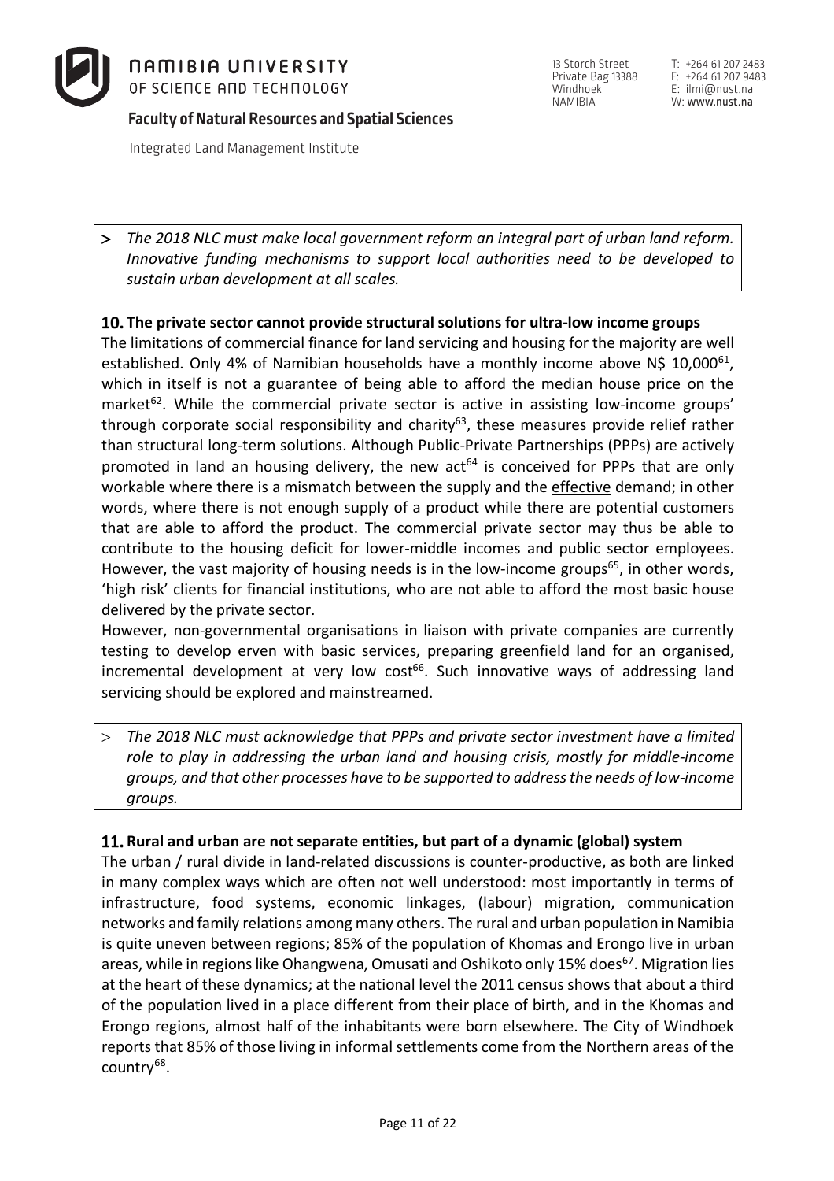> *The 2018 NLC must make local government reform an integral part of urban land reform. Innovative funding mechanisms to support local authorities need to be developed to sustain urban development at all scales.*

## 10. The private sector cannot provide structural solutions for ultra-low income groups

The limitations of commercial finance for land servicing and housing for the majority are well established. Only 4% of Namibian households have a monthly income above N$ 10,000[61], which in itself is not a guarantee of being able to afford the median house price on the market[62]. While the commercial private sector is active in assisting low-income groups' through corporate social responsibility and charity[63], these measures provide relief rather than structural long-term solutions. Although Public-Private Partnerships (PPPs) are actively promoted in land an housing delivery, the new act[64] is conceived for PPPs that are only workable where there is a mismatch between the supply and the effective demand; in other words, where there is not enough supply of a product while there are potential customers that are able to afford the product. The commercial private sector may thus be able to contribute to the housing deficit for lower-middle incomes and public sector employees. However, the vast majority of housing needs is in the low-income groups[65], in other words, 'high risk' clients for financial institutions, who are not able to afford the most basic house delivered by the private sector.

However, non-governmental organisations in liaison with private companies are currently testing to develop erven with basic services, preparing greenfield land for an organised, incremental development at very low cost[66]. Such innovative ways of addressing land servicing should be explored and mainstreamed.

> *The 2018 NLC must acknowledge that PPPs and private sector investment have a limited role to play in addressing the urban land and housing crisis, mostly for middle-income groups, and that other processes have to be supported to address the needs of low-income groups.*

## 11. Rural and urban are not separate entities, but part of a dynamic (global) system

The urban / rural divide in land-related discussions is counter-productive, as both are linked in many complex ways which are often not well understood: most importantly in terms of infrastructure, food systems, economic linkages, (labour) migration, communication networks and family relations among many others. The rural and urban population in Namibia is quite uneven between regions; 85% of the population of Khomas and Erongo live in urban areas, while in regions like Ohangwena, Omusati and Oshikoto only 15% does[67]. Migration lies at the heart of these dynamics; at the national level the 2011 census shows that about a third of the population lived in a place different from their place of birth, and in the Khomas and Erongo regions, almost half of the inhabitants were born elsewhere. The City of Windhoek reports that 85% of those living in informal settlements come from the Northern areas of the country[68].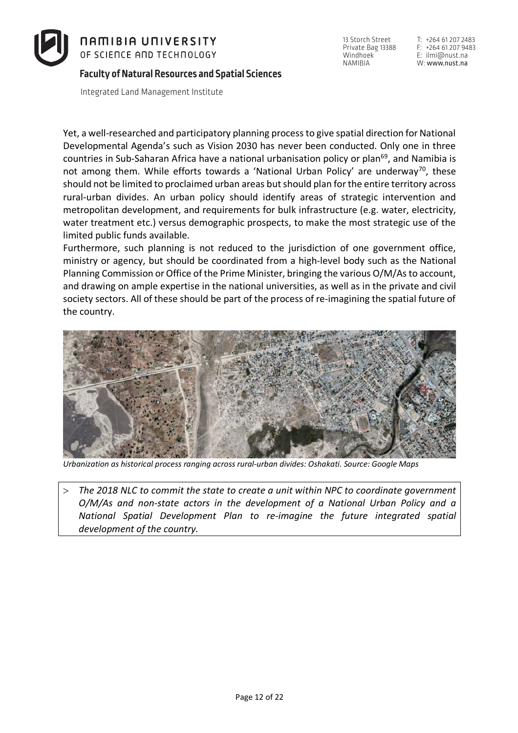Yet, a well-researched and participatory planning process to give spatial direction for National Developmental Agenda's such as Vision 2030 has never been conducted. Only one in three countries in Sub-Saharan Africa have a national urbanisation policy or plan[69], and Namibia is not among them. While efforts towards a 'National Urban Policy' are underway[70], these should not be limited to proclaimed urban areas but should plan for the entire territory across rural-urban divides. An urban policy should identify areas of strategic intervention and metropolitan development, and requirements for bulk infrastructure (e.g. water, electricity, water treatment etc.) versus demographic prospects, to make the most strategic use of the limited public funds available.

Furthermore, such planning is not reduced to the jurisdiction of one government office, ministry or agency, but should be coordinated from a high-level body such as the National Planning Commission or Office of the Prime Minister, bringing the various O/M/As to account, and drawing on ample expertise in the national universities, as well as in the private and civil society sectors. All of these should be part of the process of re-imagining the spatial future of the country.

*Urbanization as historical process ranging across rural-urban divides: Oshakati. Source: Google Maps*

> *The 2018 NLC to commit the state to create a unit within NPC to coordinate government O/M/As and non-state actors in the development of a National Urban Policy and a National Spatial Development Plan to re-imagine the future integrated spatial development of the country.*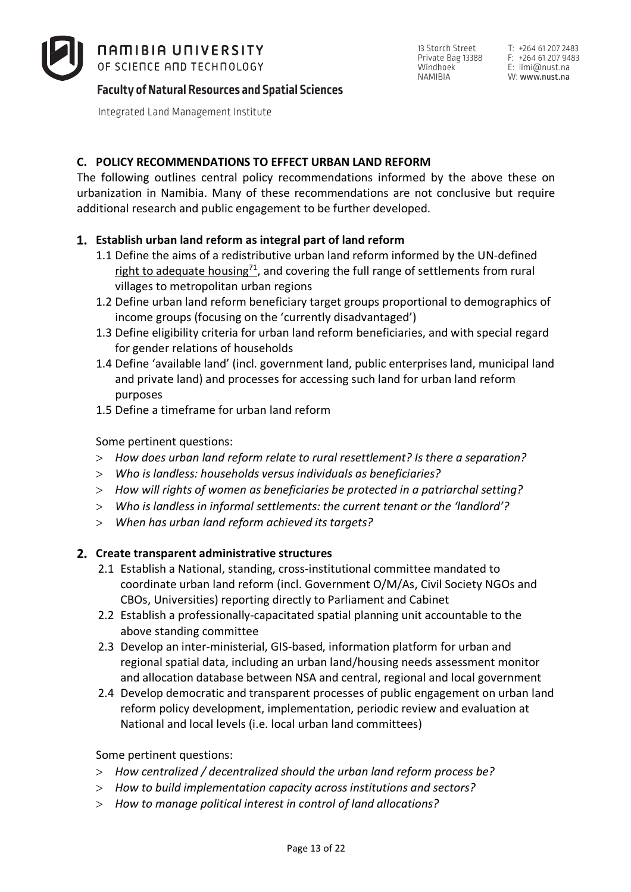## C. POLICY RECOMMENDATIONS TO EFFECT URBAN LAND REFORM

The following outlines central policy recommendations informed by the above these on urbanization in Namibia. Many of these recommendations are not conclusive but require additional research and public engagement to be further developed.

### 1. Establish urban land reform as integral part of land reform

1.1 Define the aims of a redistributive urban land reform informed by the UN-defined right to adequate housing[71], and covering the full range of settlements from rural villages to metropolitan urban regions

1.2 Define urban land reform beneficiary target groups proportional to demographics of income groups (focusing on the 'currently disadvantaged')

1.3 Define eligibility criteria for urban land reform beneficiaries, and with special regard for gender relations of households

1.4 Define 'available land' (incl. government land, public enterprises land, municipal land and private land) and processes for accessing such land for urban land reform purposes

1.5 Define a timeframe for urban land reform

Some pertinent questions:

- *How does urban land reform relate to rural resettlement? Is there a separation?*
- *Who is landless: households versus individuals as beneficiaries?*
- *How will rights of women as beneficiaries be protected in a patriarchal setting?*
- *Who is landless in informal settlements: the current tenant or the 'landlord'?*
- *When has urban land reform achieved its targets?*

### 2. Create transparent administrative structures

2.1 Establish a National, standing, cross-institutional committee mandated to coordinate urban land reform (incl. Government O/M/As, Civil Society NGOs and CBOs, Universities) reporting directly to Parliament and Cabinet

2.2 Establish a professionally-capacitated spatial planning unit accountable to the above standing committee

2.3 Develop an inter-ministerial, GIS-based, information platform for urban and regional spatial data, including an urban land/housing needs assessment monitor and allocation database between NSA and central, regional and local government

2.4 Develop democratic and transparent processes of public engagement on urban land reform policy development, implementation, periodic review and evaluation at National and local levels (i.e. local urban land committees)

Some pertinent questions:

- *How centralized / decentralized should the urban land reform process be?*
- *How to build implementation capacity across institutions and sectors?*
- *How to manage political interest in control of land allocations?*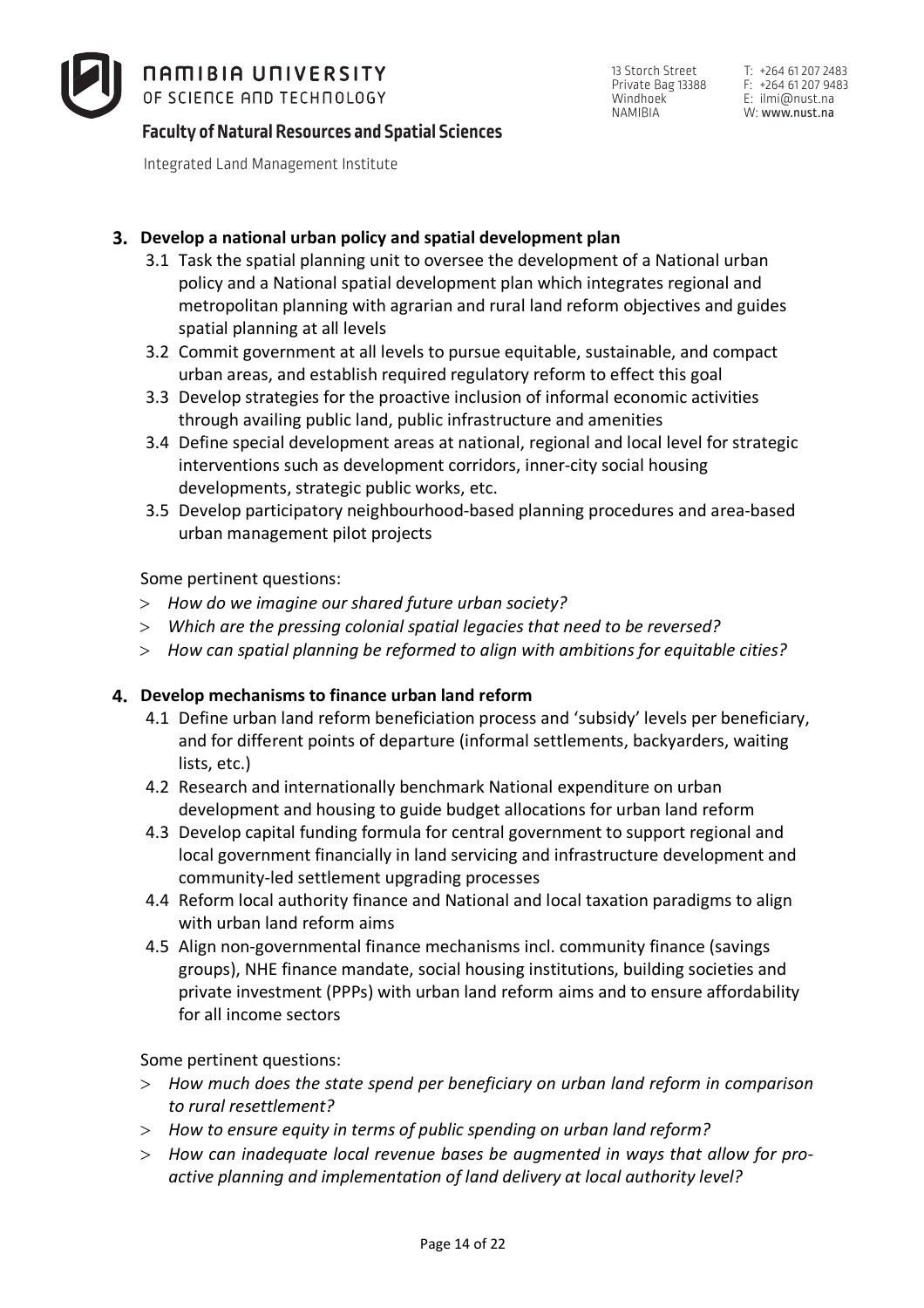**3. Develop a national urban policy and spatial development plan**

3.1 Task the spatial planning unit to oversee the development of a National urban policy and a National spatial development plan which integrates regional and metropolitan planning with agrarian and rural land reform objectives and guides spatial planning at all levels

3.2 Commit government at all levels to pursue equitable, sustainable, and compact urban areas, and establish required regulatory reform to effect this goal

3.3 Develop strategies for the proactive inclusion of informal economic activities through availing public land, public infrastructure and amenities

3.4 Define special development areas at national, regional and local level for strategic interventions such as development corridors, inner-city social housing developments, strategic public works, etc.

3.5 Develop participatory neighbourhood-based planning procedures and area-based urban management pilot projects

Some pertinent questions:

- *How do we imagine our shared future urban society?*
- *Which are the pressing colonial spatial legacies that need to be reversed?*
- *How can spatial planning be reformed to align with ambitions for equitable cities?*

**4. Develop mechanisms to finance urban land reform**

4.1 Define urban land reform beneficiation process and 'subsidy' levels per beneficiary, and for different points of departure (informal settlements, backyarders, waiting lists, etc.)

4.2 Research and internationally benchmark National expenditure on urban development and housing to guide budget allocations for urban land reform

4.3 Develop capital funding formula for central government to support regional and local government financially in land servicing and infrastructure development and community-led settlement upgrading processes

4.4 Reform local authority finance and National and local taxation paradigms to align with urban land reform aims

4.5 Align non-governmental finance mechanisms incl. community finance (savings groups), NHE finance mandate, social housing institutions, building societies and private investment (PPPs) with urban land reform aims and to ensure affordability for all income sectors

Some pertinent questions:

- *How much does the state spend per beneficiary on urban land reform in comparison to rural resettlement?*
- *How to ensure equity in terms of public spending on urban land reform?*
- *How can inadequate local revenue bases be augmented in ways that allow for pro-active planning and implementation of land delivery at local authority level?*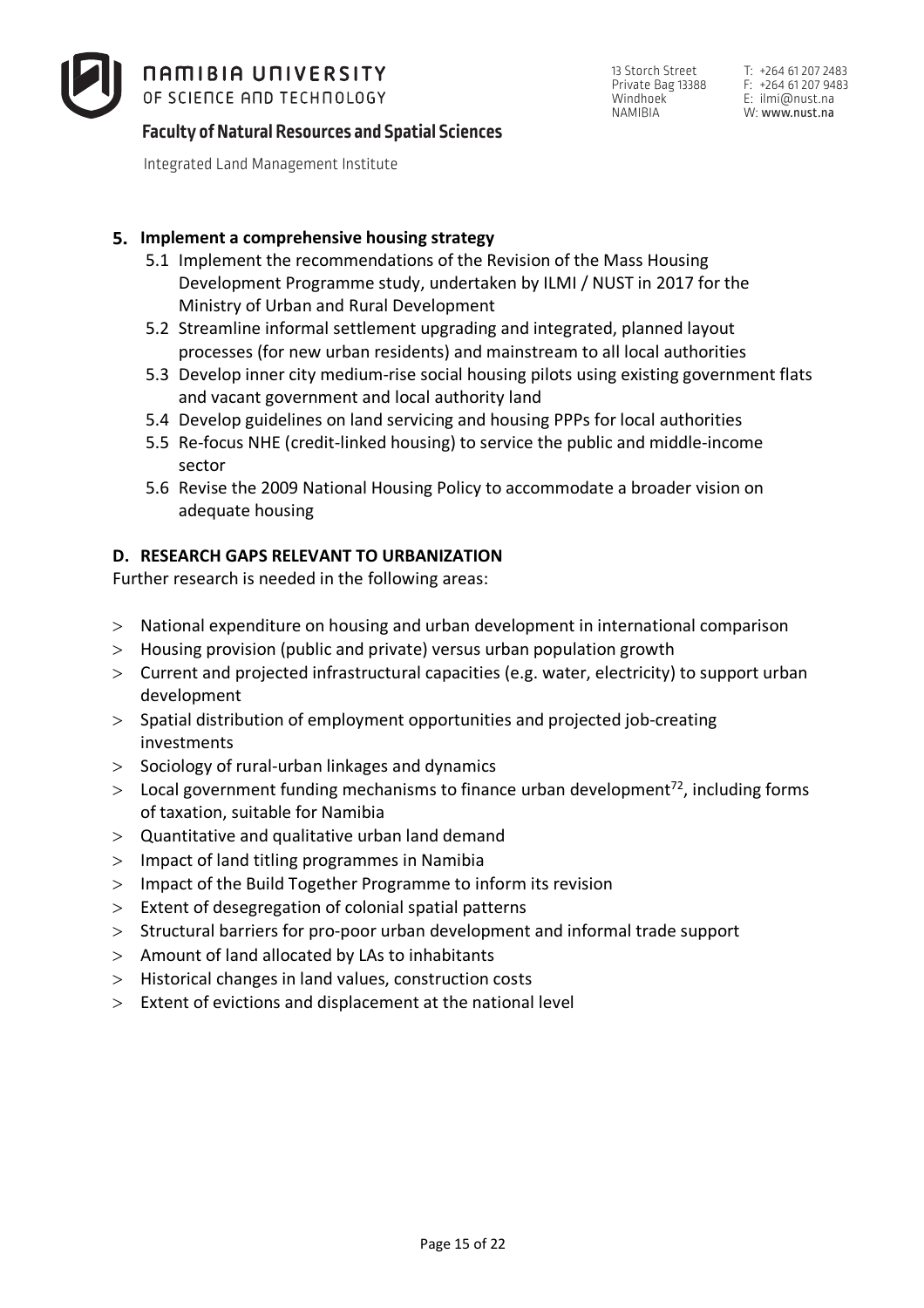5. **Implement a comprehensive housing strategy**
   - 5.1 Implement the recommendations of the Revision of the Mass Housing Development Programme study, undertaken by ILMI / NUST in 2017 for the Ministry of Urban and Rural Development
   - 5.2 Streamline informal settlement upgrading and integrated, planned layout processes (for new urban residents) and mainstream to all local authorities
   - 5.3 Develop inner city medium-rise social housing pilots using existing government flats and vacant government and local authority land
   - 5.4 Develop guidelines on land servicing and housing PPPs for local authorities
   - 5.5 Re-focus NHE (credit-linked housing) to service the public and middle-income sector
   - 5.6 Revise the 2009 National Housing Policy to accommodate a broader vision on adequate housing

## D. RESEARCH GAPS RELEVANT TO URBANIZATION

Further research is needed in the following areas:

- National expenditure on housing and urban development in international comparison
- Housing provision (public and private) versus urban population growth
- Current and projected infrastructural capacities (e.g. water, electricity) to support urban development
- Spatial distribution of employment opportunities and projected job-creating investments
- Sociology of rural-urban linkages and dynamics
- Local government funding mechanisms to finance urban development[72], including forms of taxation, suitable for Namibia
- Quantitative and qualitative urban land demand
- Impact of land titling programmes in Namibia
- Impact of the Build Together Programme to inform its revision
- Extent of desegregation of colonial spatial patterns
- Structural barriers for pro-poor urban development and informal trade support
- Amount of land allocated by LAs to inhabitants
- Historical changes in land values, construction costs
- Extent of evictions and displacement at the national level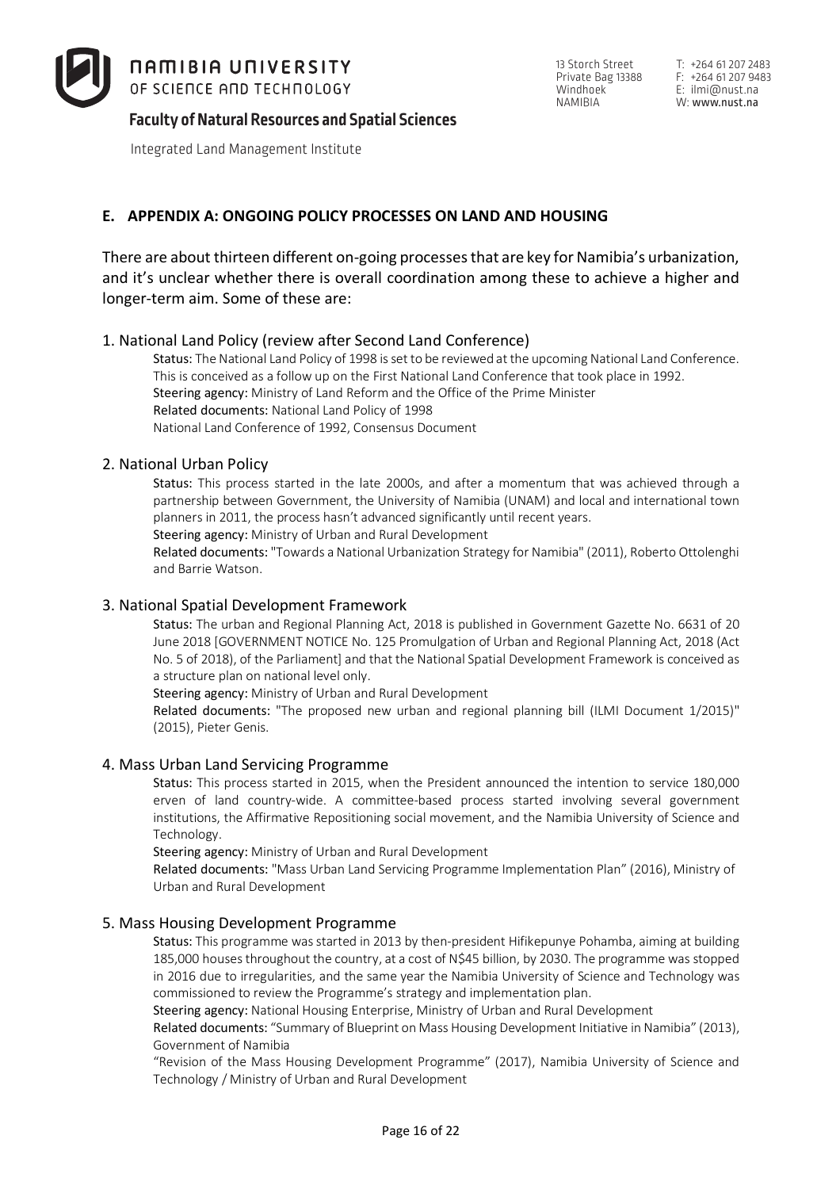## E. APPENDIX A: ONGOING POLICY PROCESSES ON LAND AND HOUSING

There are about thirteen different on-going processes that are key for Namibia's urbanization, and it's unclear whether there is overall coordination among these to achieve a higher and longer-term aim. Some of these are:

### 1. National Land Policy (review after Second Land Conference)

Status: The National Land Policy of 1998 is set to be reviewed at the upcoming National Land Conference. This is conceived as a follow up on the First National Land Conference that took place in 1992.
Steering agency: Ministry of Land Reform and the Office of the Prime Minister
Related documents: National Land Policy of 1998
National Land Conference of 1992, Consensus Document

### 2. National Urban Policy

Status: This process started in the late 2000s, and after a momentum that was achieved through a partnership between Government, the University of Namibia (UNAM) and local and international town planners in 2011, the process hasn't advanced significantly until recent years.
Steering agency: Ministry of Urban and Rural Development
Related documents: "Towards a National Urbanization Strategy for Namibia" (2011), Roberto Ottolenghi and Barrie Watson.

### 3. National Spatial Development Framework

Status: The urban and Regional Planning Act, 2018 is published in Government Gazette No. 6631 of 20 June 2018 [GOVERNMENT NOTICE No. 125 Promulgation of Urban and Regional Planning Act, 2018 (Act No. 5 of 2018), of the Parliament] and that the National Spatial Development Framework is conceived as a structure plan on national level only.
Steering agency: Ministry of Urban and Rural Development
Related documents: "The proposed new urban and regional planning bill (ILMI Document 1/2015)" (2015), Pieter Genis.

### 4. Mass Urban Land Servicing Programme

Status: This process started in 2015, when the President announced the intention to service 180,000 erven of land country-wide. A committee-based process started involving several government institutions, the Affirmative Repositioning social movement, and the Namibia University of Science and Technology.
Steering agency: Ministry of Urban and Rural Development
Related documents: "Mass Urban Land Servicing Programme Implementation Plan" (2016), Ministry of Urban and Rural Development

### 5. Mass Housing Development Programme

Status: This programme was started in 2013 by then-president Hifikepunye Pohamba, aiming at building 185,000 houses throughout the country, at a cost of N$45 billion, by 2030. The programme was stopped in 2016 due to irregularities, and the same year the Namibia University of Science and Technology was commissioned to review the Programme's strategy and implementation plan.
Steering agency: National Housing Enterprise, Ministry of Urban and Rural Development
Related documents: "Summary of Blueprint on Mass Housing Development Initiative in Namibia" (2013), Government of Namibia
"Revision of the Mass Housing Development Programme" (2017), Namibia University of Science and Technology / Ministry of Urban and Rural Development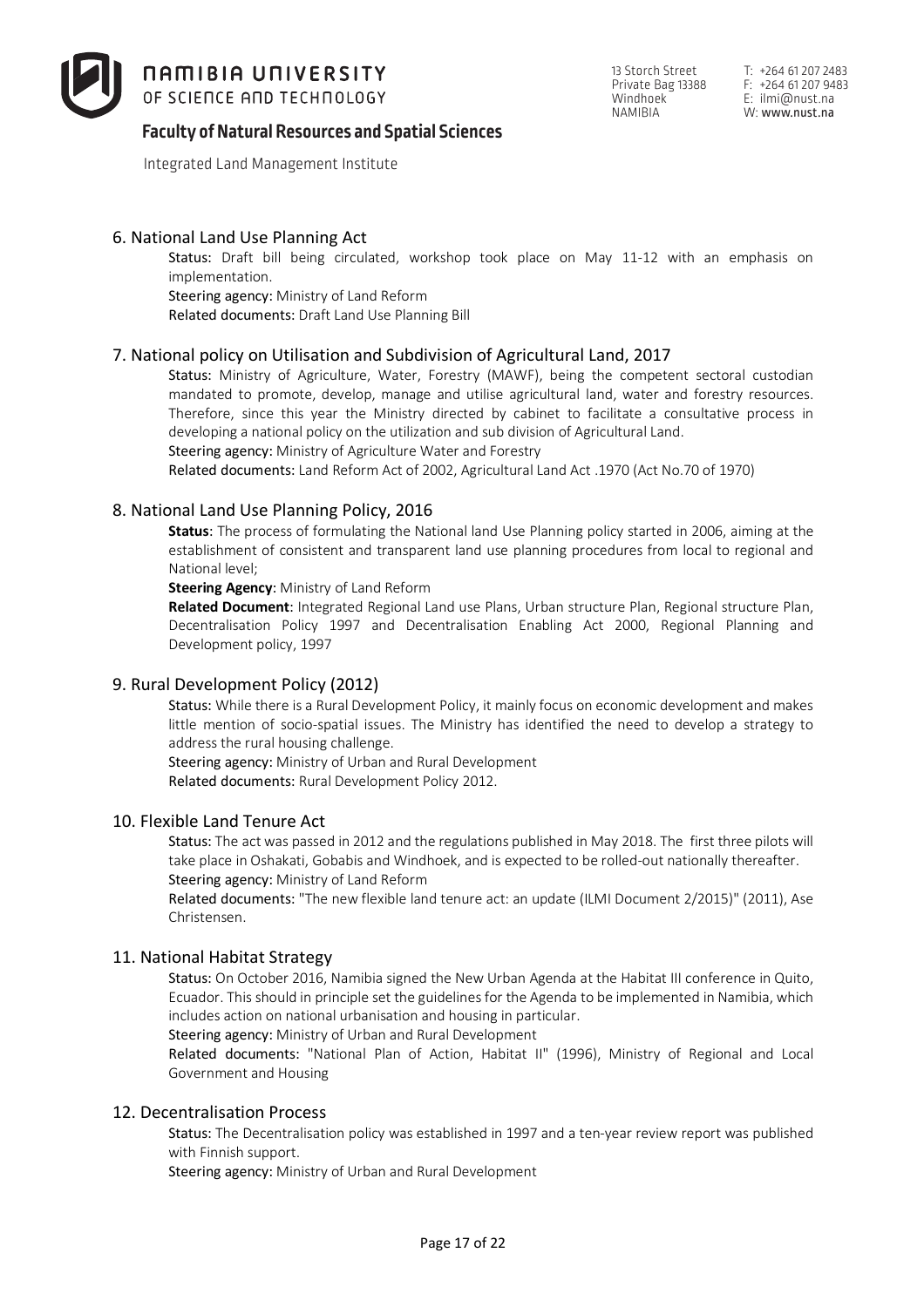## 6. National Land Use Planning Act

Status: Draft bill being circulated, workshop took place on May 11-12 with an emphasis on implementation.
Steering agency: Ministry of Land Reform
Related documents: Draft Land Use Planning Bill

## 7. National policy on Utilisation and Subdivision of Agricultural Land, 2017

Status: Ministry of Agriculture, Water, Forestry (MAWF), being the competent sectoral custodian mandated to promote, develop, manage and utilise agricultural land, water and forestry resources. Therefore, since this year the Ministry directed by cabinet to facilitate a consultative process in developing a national policy on the utilization and sub division of Agricultural Land.
Steering agency: Ministry of Agriculture Water and Forestry
Related documents: Land Reform Act of 2002, Agricultural Land Act .1970 (Act No.70 of 1970)

## 8. National Land Use Planning Policy, 2016

**Status**: The process of formulating the National land Use Planning policy started in 2006, aiming at the establishment of consistent and transparent land use planning procedures from local to regional and National level;
**Steering Agency**: Ministry of Land Reform
**Related Document**: Integrated Regional Land use Plans, Urban structure Plan, Regional structure Plan, Decentralisation Policy 1997 and Decentralisation Enabling Act 2000, Regional Planning and Development policy, 1997

## 9. Rural Development Policy (2012)

Status: While there is a Rural Development Policy, it mainly focus on economic development and makes little mention of socio-spatial issues. The Ministry has identified the need to develop a strategy to address the rural housing challenge.
Steering agency: Ministry of Urban and Rural Development
Related documents: Rural Development Policy 2012.

## 10. Flexible Land Tenure Act

Status: The act was passed in 2012 and the regulations published in May 2018. The first three pilots will take place in Oshakati, Gobabis and Windhoek, and is expected to be rolled-out nationally thereafter.
Steering agency: Ministry of Land Reform
Related documents: "The new flexible land tenure act: an update (ILMI Document 2/2015)" (2011), Ase Christensen.

## 11. National Habitat Strategy

Status: On October 2016, Namibia signed the New Urban Agenda at the Habitat III conference in Quito, Ecuador. This should in principle set the guidelines for the Agenda to be implemented in Namibia, which includes action on national urbanisation and housing in particular.
Steering agency: Ministry of Urban and Rural Development
Related documents: "National Plan of Action, Habitat II" (1996), Ministry of Regional and Local Government and Housing

## 12. Decentralisation Process

Status: The Decentralisation policy was established in 1997 and a ten-year review report was published with Finnish support.
Steering agency: Ministry of Urban and Rural Development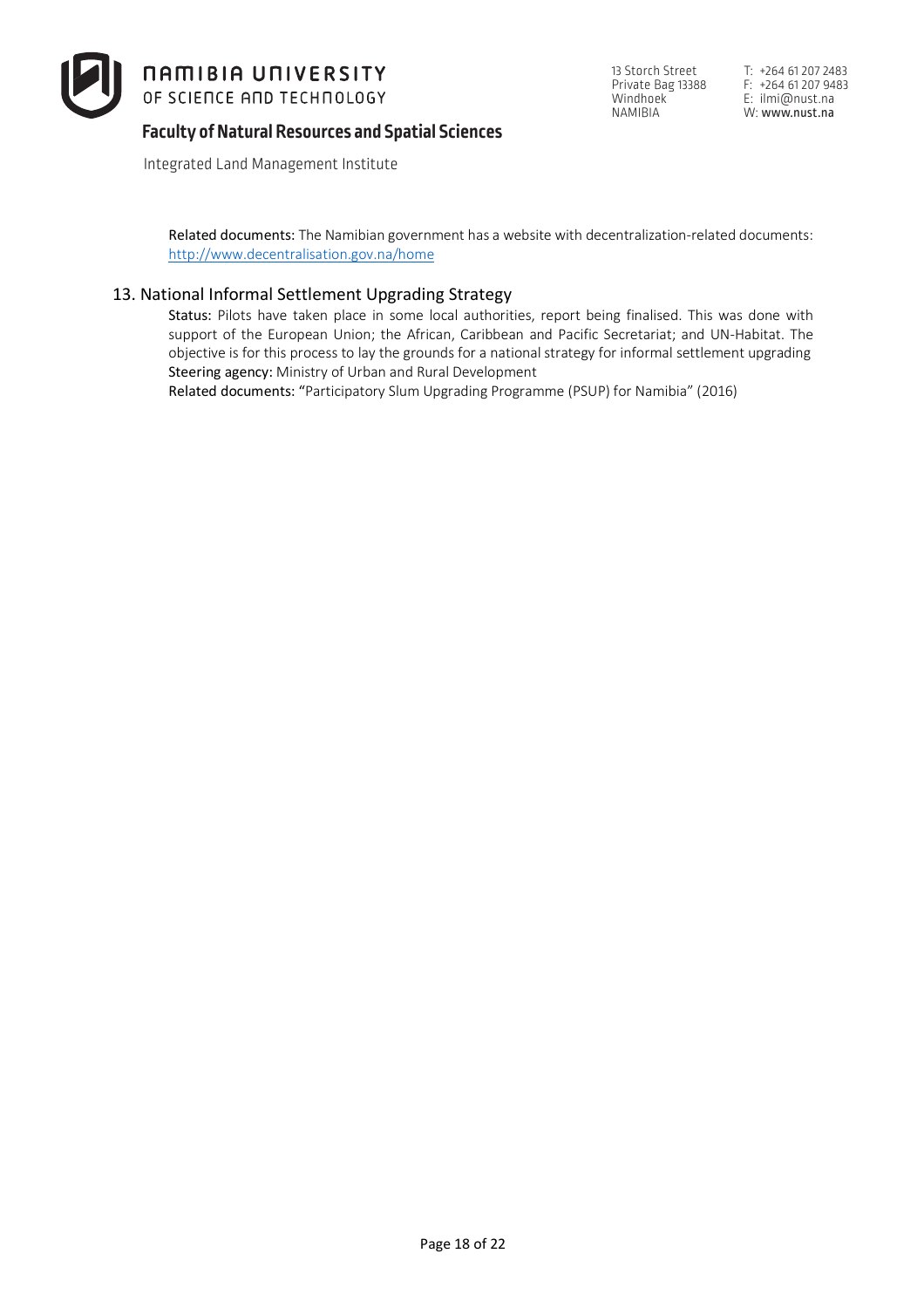**Related documents:** The Namibian government has a website with decentralization-related documents: http://www.decentralisation.gov.na/home

## 13. National Informal Settlement Upgrading Strategy

**Status:** Pilots have taken place in some local authorities, report being finalised. This was done with support of the European Union; the African, Caribbean and Pacific Secretariat; and UN-Habitat. The objective is for this process to lay the grounds for a national strategy for informal settlement upgrading

**Steering agency:** Ministry of Urban and Rural Development

**Related documents:** "Participatory Slum Upgrading Programme (PSUP) for Namibia" (2016)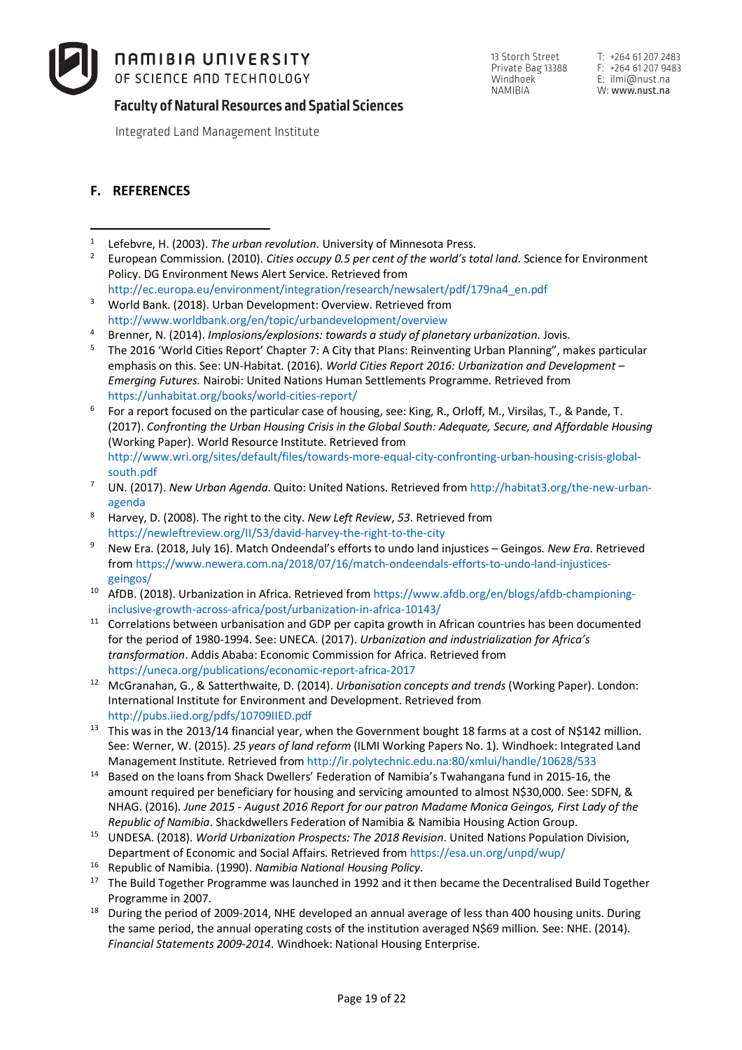## F. REFERENCES

---

[1] Lefebvre, H. (2003). *The urban revolution*. University of Minnesota Press.

[2] European Commission. (2010). *Cities occupy 0.5 per cent of the world's total land*. Science for Environment Policy. DG Environment News Alert Service. Retrieved from http://ec.europa.eu/environment/integration/research/newsalert/pdf/179na4_en.pdf

[3] World Bank. (2018). Urban Development: Overview. Retrieved from http://www.worldbank.org/en/topic/urbandevelopment/overview

[4] Brenner, N. (2014). *Implosions/explosions: towards a study of planetary urbanization*. Jovis.

[5] The 2016 'World Cities Report' Chapter 7: A City that Plans: Reinventing Urban Planning", makes particular emphasis on this. See: UN-Habitat. (2016). *World Cities Report 2016: Urbanization and Development – Emerging Futures.* Nairobi: United Nations Human Settlements Programme. Retrieved from https://unhabitat.org/books/world-cities-report/

[6] For a report focused on the particular case of housing, see: King, R., Orloff, M., Virsilas, T., & Pande, T. (2017). *Confronting the Urban Housing Crisis in the Global South: Adequate, Secure, and Affordable Housing* (Working Paper). World Resource Institute. Retrieved from http://www.wri.org/sites/default/files/towards-more-equal-city-confronting-urban-housing-crisis-global-south.pdf

[7] UN. (2017). *New Urban Agenda*. Quito: United Nations. Retrieved from http://habitat3.org/the-new-urban-agenda

[8] Harvey, D. (2008). The right to the city. *New Left Review*, *53*. Retrieved from https://newleftreview.org/II/53/david-harvey-the-right-to-the-city

[9] New Era. (2018, July 16). Match Ondeendal's efforts to undo land injustices – Geingos. *New Era*. Retrieved from https://www.newera.com.na/2018/07/16/match-ondeendals-efforts-to-undo-land-injustices-geingos/

[10] AfDB. (2018). Urbanization in Africa. Retrieved from https://www.afdb.org/en/blogs/afdb-championing-inclusive-growth-across-africa/post/urbanization-in-africa-10143/

[11] Correlations between urbanisation and GDP per capita growth in African countries has been documented for the period of 1980-1994. See: UNECA. (2017). *Urbanization and industrialization for Africa's transformation*. Addis Ababa: Economic Commission for Africa. Retrieved from https://uneca.org/publications/economic-report-africa-2017

[12] McGranahan, G., & Satterthwaite, D. (2014). *Urbanisation concepts and trends* (Working Paper). London: International Institute for Environment and Development. Retrieved from http://pubs.iied.org/pdfs/10709IIED.pdf

[13] This was in the 2013/14 financial year, when the Government bought 18 farms at a cost of N$142 million. See: Werner, W. (2015). *25 years of land reform* (ILMI Working Papers No. 1). Windhoek: Integrated Land Management Institute. Retrieved from http://ir.polytechnic.edu.na:80/xmlui/handle/10628/533

[14] Based on the loans from Shack Dwellers' Federation of Namibia's Twahangana fund in 2015-16, the amount required per beneficiary for housing and servicing amounted to almost N$30,000. See: SDFN, & NHAG. (2016). *June 2015 - August 2016 Report for our patron Madame Monica Geingos, First Lady of the Republic of Namibia*. Shackdwellers Federation of Namibia & Namibia Housing Action Group.

[15] UNDESA. (2018). *World Urbanization Prospects: The 2018 Revision*. United Nations Population Division, Department of Economic and Social Affairs. Retrieved from https://esa.un.org/unpd/wup/

[16] Republic of Namibia. (1990). *Namibia National Housing Policy*.

[17] The Build Together Programme was launched in 1992 and it then became the Decentralised Build Together Programme in 2007.

[18] During the period of 2009-2014, NHE developed an annual average of less than 400 housing units. During the same period, the annual operating costs of the institution averaged N$69 million. See: NHE. (2014). *Financial Statements 2009-2014*. Windhoek: National Housing Enterprise.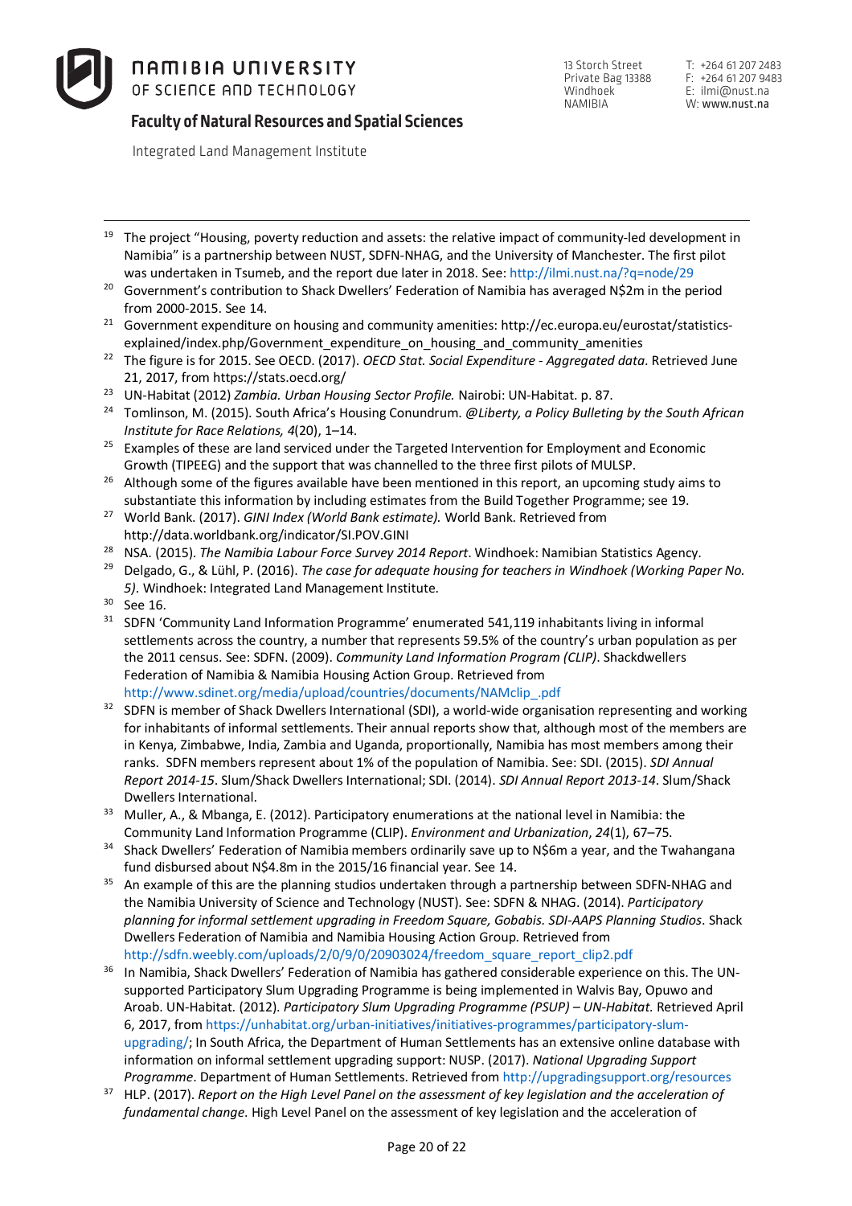[19] The project "Housing, poverty reduction and assets: the relative impact of community-led development in Namibia" is a partnership between NUST, SDFN-NHAG, and the University of Manchester. The first pilot was undertaken in Tsumeb, and the report due later in 2018. See: http://ilmi.nust.na/?q=node/29

[20] Government's contribution to Shack Dwellers' Federation of Namibia has averaged N$2m in the period from 2000-2015. See 14.

[21] Government expenditure on housing and community amenities: http://ec.europa.eu/eurostat/statistics-explained/index.php/Government_expenditure_on_housing_and_community_amenities

[22] The figure is for 2015. See OECD. (2017). *OECD Stat. Social Expenditure - Aggregated data*. Retrieved June 21, 2017, from https://stats.oecd.org/

[23] UN-Habitat (2012) *Zambia. Urban Housing Sector Profile.* Nairobi: UN-Habitat. p. 87.

[24] Tomlinson, M. (2015). South Africa's Housing Conundrum. *@Liberty, a Policy Bulleting by the South African Institute for Race Relations, 4*(20), 1–14.

[25] Examples of these are land serviced under the Targeted Intervention for Employment and Economic Growth (TIPEEG) and the support that was channelled to the three first pilots of MULSP.

[26] Although some of the figures available have been mentioned in this report, an upcoming study aims to substantiate this information by including estimates from the Build Together Programme; see 19.

[27] World Bank. (2017). *GINI Index (World Bank estimate).* World Bank. Retrieved from http://data.worldbank.org/indicator/SI.POV.GINI

[28] NSA. (2015). *The Namibia Labour Force Survey 2014 Report*. Windhoek: Namibian Statistics Agency.

[29] Delgado, G., & Lühl, P. (2016). *The case for adequate housing for teachers in Windhoek (Working Paper No. 5).* Windhoek: Integrated Land Management Institute.

[30] See 16.

[31] SDFN 'Community Land Information Programme' enumerated 541,119 inhabitants living in informal settlements across the country, a number that represents 59.5% of the country's urban population as per the 2011 census. See: SDFN. (2009). *Community Land Information Program (CLIP)*. Shackdwellers Federation of Namibia & Namibia Housing Action Group. Retrieved from http://www.sdinet.org/media/upload/countries/documents/NAMclip_.pdf

[32] SDFN is member of Shack Dwellers International (SDI), a world-wide organisation representing and working for inhabitants of informal settlements. Their annual reports show that, although most of the members are in Kenya, Zimbabwe, India, Zambia and Uganda, proportionally, Namibia has most members among their ranks. SDFN members represent about 1% of the population of Namibia. See: SDI. (2015). *SDI Annual Report 2014-15*. Slum/Shack Dwellers International; SDI. (2014). *SDI Annual Report 2013-14*. Slum/Shack Dwellers International.

[33] Muller, A., & Mbanga, E. (2012). Participatory enumerations at the national level in Namibia: the Community Land Information Programme (CLIP). *Environment and Urbanization*, *24*(1), 67–75.

[34] Shack Dwellers' Federation of Namibia members ordinarily save up to N$6m a year, and the Twahangana fund disbursed about N$4.8m in the 2015/16 financial year. See 14.

[35] An example of this are the planning studios undertaken through a partnership between SDFN-NHAG and the Namibia University of Science and Technology (NUST). See: SDFN & NHAG. (2014). *Participatory planning for informal settlement upgrading in Freedom Square, Gobabis. SDI-AAPS Planning Studios*. Shack Dwellers Federation of Namibia and Namibia Housing Action Group. Retrieved from http://sdfn.weebly.com/uploads/2/0/9/0/20903024/freedom_square_report_clip2.pdf

[36] In Namibia, Shack Dwellers' Federation of Namibia has gathered considerable experience on this. The UN-supported Participatory Slum Upgrading Programme is being implemented in Walvis Bay, Opuwo and Aroab. UN-Habitat. (2012). *Participatory Slum Upgrading Programme (PSUP) – UN-Habitat.* Retrieved April 6, 2017, from https://unhabitat.org/urban-initiatives/initiatives-programmes/participatory-slum-upgrading/; In South Africa, the Department of Human Settlements has an extensive online database with information on informal settlement upgrading support: NUSP. (2017). *National Upgrading Support Programme*. Department of Human Settlements. Retrieved from http://upgradingsupport.org/resources

[37] HLP. (2017). *Report on the High Level Panel on the assessment of key legislation and the acceleration of fundamental change*. High Level Panel on the assessment of key legislation and the acceleration of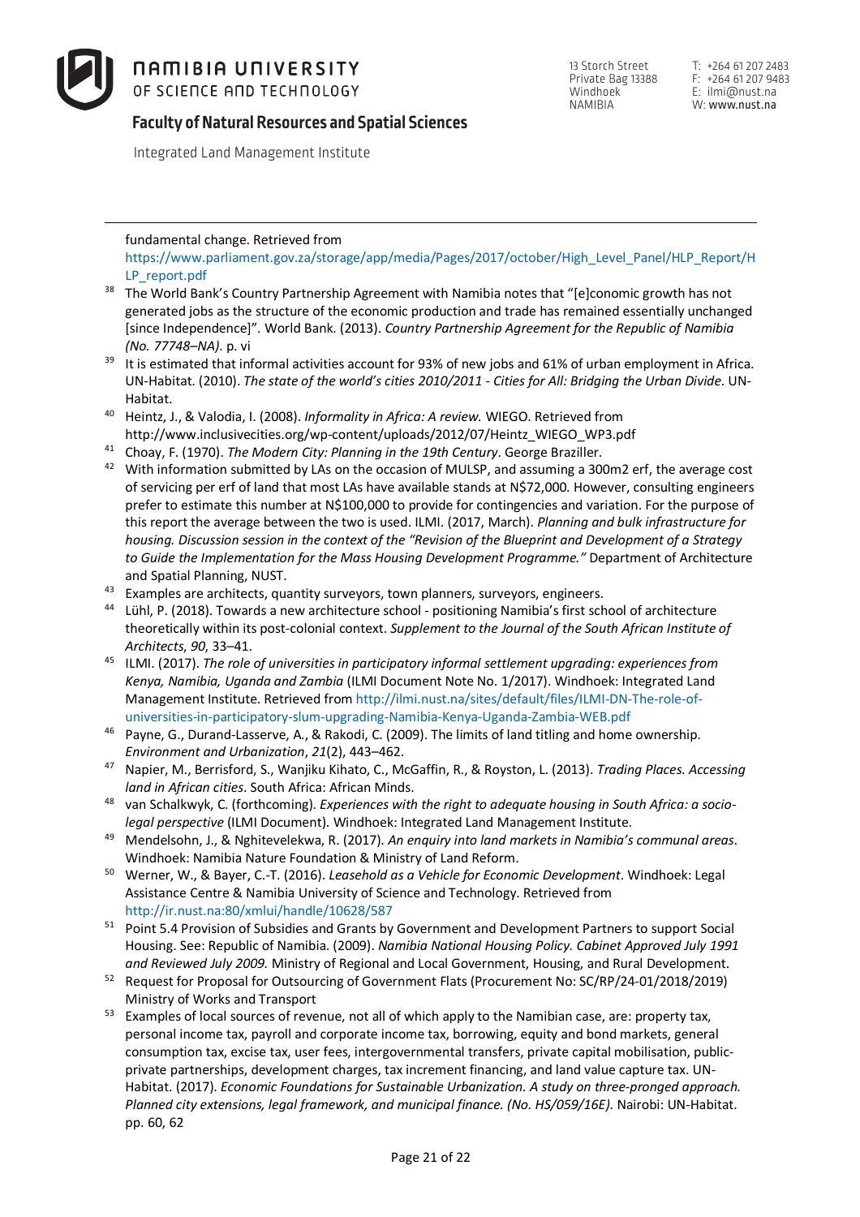fundamental change. Retrieved from https://www.parliament.gov.za/storage/app/media/Pages/2017/october/High_Level_Panel/HLP_Report/HLP_report.pdf

[38] The World Bank's Country Partnership Agreement with Namibia notes that "[e]conomic growth has not generated jobs as the structure of the economic production and trade has remained essentially unchanged [since Independence]". World Bank. (2013). *Country Partnership Agreement for the Republic of Namibia (No. 77748–NA).* p. vi

[39] It is estimated that informal activities account for 93% of new jobs and 61% of urban employment in Africa. UN-Habitat. (2010). *The state of the world's cities 2010/2011 - Cities for All: Bridging the Urban Divide*. UN-Habitat.

[40] Heintz, J., & Valodia, I. (2008). *Informality in Africa: A review.* WIEGO. Retrieved from http://www.inclusivecities.org/wp-content/uploads/2012/07/Heintz_WIEGO_WP3.pdf

[41] Choay, F. (1970). *The Modern City: Planning in the 19th Century*. George Braziller.

[42] With information submitted by LAs on the occasion of MULSP, and assuming a 300m2 erf, the average cost of servicing per erf of land that most LAs have available stands at N$72,000. However, consulting engineers prefer to estimate this number at N$100,000 to provide for contingencies and variation. For the purpose of this report the average between the two is used. ILMI. (2017, March). *Planning and bulk infrastructure for housing. Discussion session in the context of the "Revision of the Blueprint and Development of a Strategy to Guide the Implementation for the Mass Housing Development Programme."* Department of Architecture and Spatial Planning, NUST.

[43] Examples are architects, quantity surveyors, town planners, surveyors, engineers.

[44] Lühl, P. (2018). Towards a new architecture school - positioning Namibia's first school of architecture theoretically within its post-colonial context. *Supplement to the Journal of the South African Institute of Architects*, *90*, 33–41.

[45] ILMI. (2017). *The role of universities in participatory informal settlement upgrading: experiences from Kenya, Namibia, Uganda and Zambia* (ILMI Document Note No. 1/2017). Windhoek: Integrated Land Management Institute. Retrieved from http://ilmi.nust.na/sites/default/files/ILMI-DN-The-role-of-universities-in-participatory-slum-upgrading-Namibia-Kenya-Uganda-Zambia-WEB.pdf

[46] Payne, G., Durand-Lasserve, A., & Rakodi, C. (2009). The limits of land titling and home ownership. *Environment and Urbanization*, *21*(2), 443–462.

[47] Napier, M., Berrisford, S., Wanjiku Kihato, C., McGaffin, R., & Royston, L. (2013). *Trading Places. Accessing land in African cities*. South Africa: African Minds.

[48] van Schalkwyk, C. (forthcoming). *Experiences with the right to adequate housing in South Africa: a socio-legal perspective* (ILMI Document). Windhoek: Integrated Land Management Institute.

[49] Mendelsohn, J., & Nghitevelekwa, R. (2017). *An enquiry into land markets in Namibia's communal areas*. Windhoek: Namibia Nature Foundation & Ministry of Land Reform.

[50] Werner, W., & Bayer, C.-T. (2016). *Leasehold as a Vehicle for Economic Development*. Windhoek: Legal Assistance Centre & Namibia University of Science and Technology. Retrieved from http://ir.nust.na:80/xmlui/handle/10628/587

[51] Point 5.4 Provision of Subsidies and Grants by Government and Development Partners to support Social Housing. See: Republic of Namibia. (2009). *Namibia National Housing Policy. Cabinet Approved July 1991 and Reviewed July 2009.* Ministry of Regional and Local Government, Housing, and Rural Development.

[52] Request for Proposal for Outsourcing of Government Flats (Procurement No: SC/RP/24-01/2018/2019) Ministry of Works and Transport

[53] Examples of local sources of revenue, not all of which apply to the Namibian case, are: property tax, personal income tax, payroll and corporate income tax, borrowing, equity and bond markets, general consumption tax, excise tax, user fees, intergovernmental transfers, private capital mobilisation, public-private partnerships, development charges, tax increment financing, and land value capture tax. UN-Habitat. (2017). *Economic Foundations for Sustainable Urbanization. A study on three-pronged approach. Planned city extensions, legal framework, and municipal finance. (No. HS/059/16E).* Nairobi: UN-Habitat. pp. 60, 62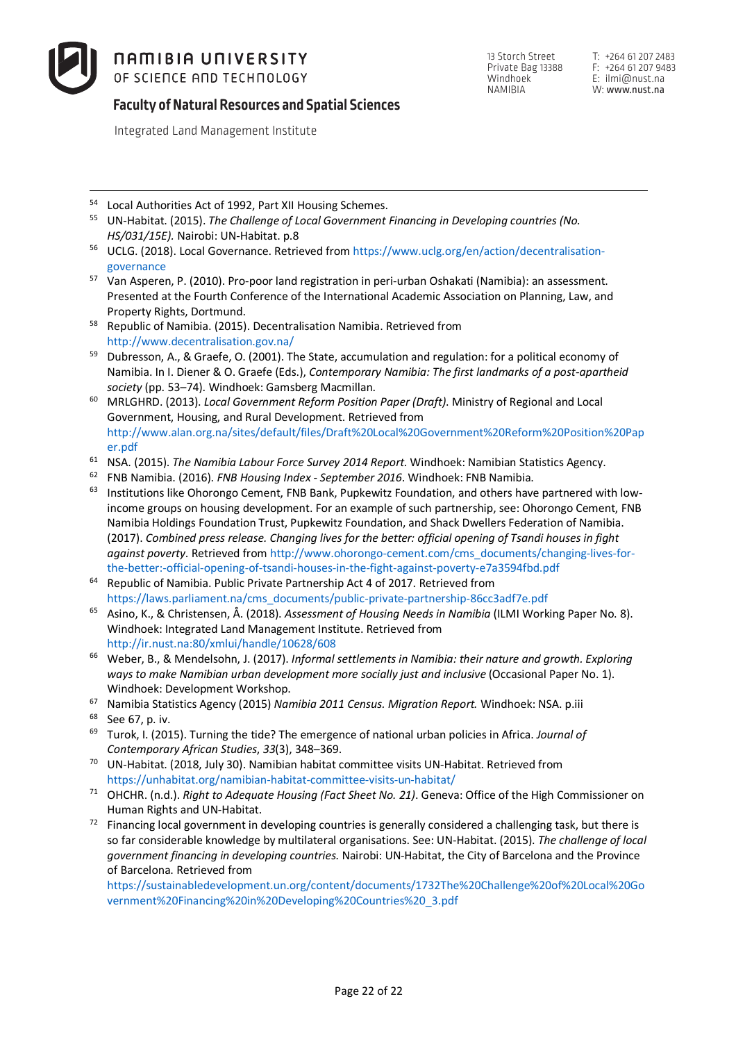[54] Local Authorities Act of 1992, Part XII Housing Schemes.

[55] UN-Habitat. (2015). *The Challenge of Local Government Financing in Developing countries (No. HS/031/15E).* Nairobi: UN-Habitat. p.8

[56] UCLG. (2018). Local Governance. Retrieved from https://www.uclg.org/en/action/decentralisation-governance

[57] Van Asperen, P. (2010). Pro-poor land registration in peri-urban Oshakati (Namibia): an assessment. Presented at the Fourth Conference of the International Academic Association on Planning, Law, and Property Rights, Dortmund.

[58] Republic of Namibia. (2015). Decentralisation Namibia. Retrieved from http://www.decentralisation.gov.na/

[59] Dubresson, A., & Graefe, O. (2001). The State, accumulation and regulation: for a political economy of Namibia. In I. Diener & O. Graefe (Eds.), *Contemporary Namibia: The first landmarks of a post-apartheid society* (pp. 53–74). Windhoek: Gamsberg Macmillan.

[60] MRLGHRD. (2013). *Local Government Reform Position Paper (Draft).* Ministry of Regional and Local Government, Housing, and Rural Development. Retrieved from http://www.alan.org.na/sites/default/files/Draft%20Local%20Government%20Reform%20Position%20Paper.pdf

[61] NSA. (2015). *The Namibia Labour Force Survey 2014 Report.* Windhoek: Namibian Statistics Agency.

[62] FNB Namibia. (2016). *FNB Housing Index - September 2016*. Windhoek: FNB Namibia.

[63] Institutions like Ohorongo Cement, FNB Bank, Pupkewitz Foundation, and others have partnered with low-income groups on housing development. For an example of such partnership, see: Ohorongo Cement, FNB Namibia Holdings Foundation Trust, Pupkewitz Foundation, and Shack Dwellers Federation of Namibia. (2017). *Combined press release. Changing lives for the better: official opening of Tsandi houses in fight against poverty*. Retrieved from http://www.ohorongo-cement.com/cms_documents/changing-lives-for-the-better:-official-opening-of-tsandi-houses-in-the-fight-against-poverty-e7a3594fbd.pdf

[64] Republic of Namibia. Public Private Partnership Act 4 of 2017. Retrieved from https://laws.parliament.na/cms_documents/public-private-partnership-86cc3adf7e.pdf

[65] Asino, K., & Christensen, Å. (2018). *Assessment of Housing Needs in Namibia* (ILMI Working Paper No. 8). Windhoek: Integrated Land Management Institute. Retrieved from http://ir.nust.na:80/xmlui/handle/10628/608

[66] Weber, B., & Mendelsohn, J. (2017). *Informal settlements in Namibia: their nature and growth. Exploring ways to make Namibian urban development more socially just and inclusive* (Occasional Paper No. 1). Windhoek: Development Workshop.

[67] Namibia Statistics Agency (2015) *Namibia 2011 Census. Migration Report.* Windhoek: NSA. p.iii

[68] See 67, p. iv.

[69] Turok, I. (2015). Turning the tide? The emergence of national urban policies in Africa. *Journal of Contemporary African Studies*, *33*(3), 348–369.

[70] UN-Habitat. (2018, July 30). Namibian habitat committee visits UN-Habitat. Retrieved from https://unhabitat.org/namibian-habitat-committee-visits-un-habitat/

[71] OHCHR. (n.d.). *Right to Adequate Housing (Fact Sheet No. 21)*. Geneva: Office of the High Commissioner on Human Rights and UN-Habitat.

[72] Financing local government in developing countries is generally considered a challenging task, but there is so far considerable knowledge by multilateral organisations. See: UN-Habitat. (2015). *The challenge of local government financing in developing countries.* Nairobi: UN-Habitat, the City of Barcelona and the Province of Barcelona. Retrieved from https://sustainabledevelopment.un.org/content/documents/1732The%20Challenge%20of%20Local%20Government%20Financing%20in%20Developing%20Countries%20_3.pdf